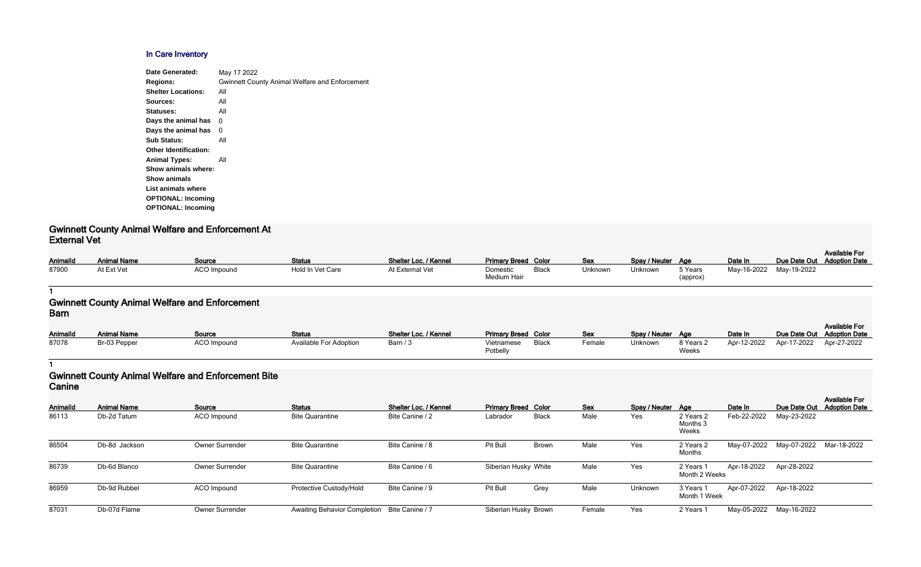## In Care Inventory

**Date Generated:** May 17 2022
**Regions:** Gwinnett County Animal Welfare and Enforcement
**Shelter Locations:** All
**Sources:** All
**Statuses:** All
**Days the animal has** 0
**Days the animal has** 0
**Sub Status:** All
**Other Identification:**
**Animal Types:** All
**Show animals where:**
**Show animals**
**List animals where**
**OPTIONAL: Incoming**
**OPTIONAL: Incoming**

### Gwinnett County Animal Welfare and Enforcement At External Vet

| AnimalId | Animal Name | Source | Status | Shelter Loc. / Kennel | Primary Breed | Color | Sex | Spay / Neuter | Age | Date In | Due Date Out | Available For Adoption Date |
|---|---|---|---|---|---|---|---|---|---|---|---|---|
| 87900 | At Ext Vet | ACO Impound | Hold In Vet Care | At External Vet | Domestic Medium Hair | Black | Unknown | Unknown | 5 Years (approx) | May-16-2022 | May-19-2022 | |

1

### Gwinnett County Animal Welfare and Enforcement Barn

| AnimalId | Animal Name | Source | Status | Shelter Loc. / Kennel | Primary Breed | Color | Sex | Spay / Neuter | Age | Date In | Due Date Out | Available For Adoption Date |
|---|---|---|---|---|---|---|---|---|---|---|---|---|
| 87078 | Br-03 Pepper | ACO Impound | Available For Adoption | Barn / 3 | Vietnamese Potbelly | Black | Female | Unknown | 8 Years 2 Weeks | Apr-12-2022 | Apr-17-2022 | Apr-27-2022 |

1

### Gwinnett County Animal Welfare and Enforcement Bite Canine

| AnimalId | Animal Name | Source | Status | Shelter Loc. / Kennel | Primary Breed | Color | Sex | Spay / Neuter | Age | Date In | Due Date Out | Available For Adoption Date |
|---|---|---|---|---|---|---|---|---|---|---|---|---|
| 86113 | Db-2d Tatum | ACO Impound | Bite Quarantine | Bite Canine / 2 | Labrador | Black | Male | Yes | 2 Years 2 Months 3 Weeks | Feb-22-2022 | May-23-2022 | |
| 86504 | Db-8d Jackson | Owner Surrender | Bite Quarantine | Bite Canine / 8 | Pit Bull | Brown | Male | Yes | 2 Years 2 Months | May-07-2022 | May-07-2022 | Mar-18-2022 |
| 86739 | Db-6d Blanco | Owner Surrender | Bite Quarantine | Bite Canine / 6 | Siberian Husky | White | Male | Yes | 2 Years 1 Month 2 Weeks | Apr-18-2022 | Apr-28-2022 | |
| 86959 | Db-9d Rubbel | ACO Impound | Protective Custody/Hold | Bite Canine / 9 | Pit Bull | Grey | Male | Unknown | 3 Years 1 Month 1 Week | Apr-07-2022 | Apr-18-2022 | |
| 87031 | Db-07d Flame | Owner Surrender | Awaiting Behavior Completion | Bite Canine / 7 | Siberian Husky | Brown | Female | Yes | 2 Years 1 | May-05-2022 | May-16-2022 | |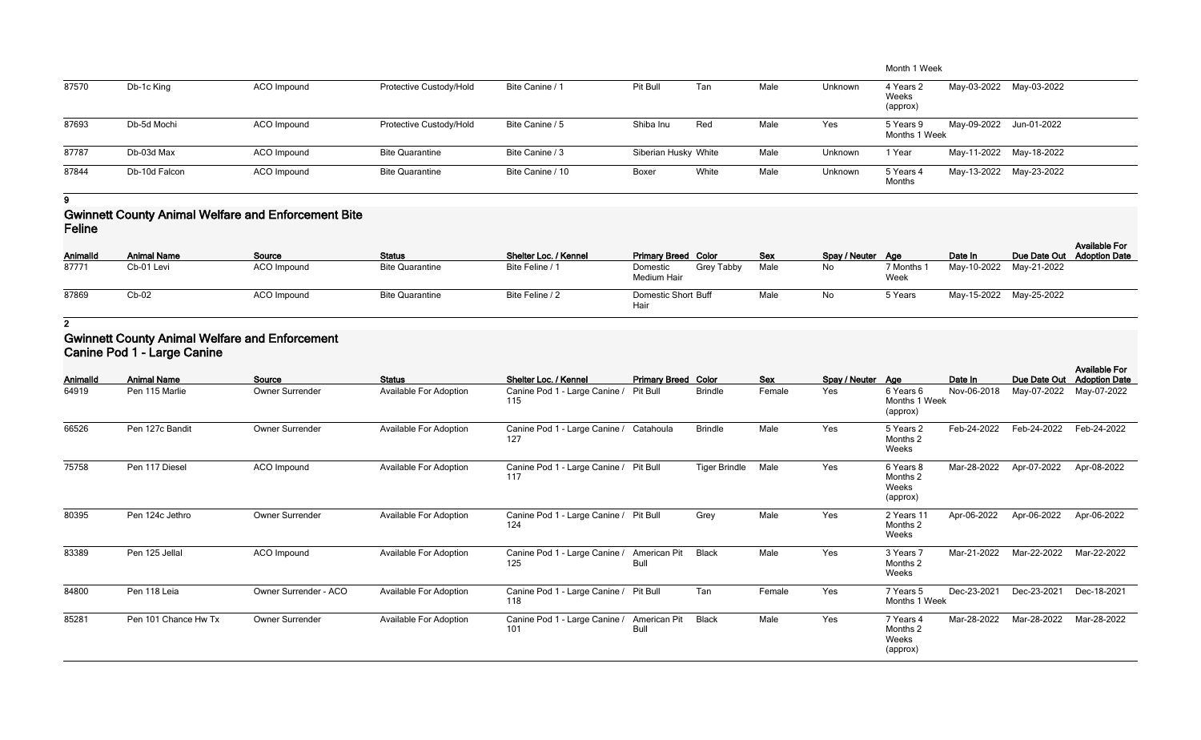| | | | | | | | | | | | | |
|---|---|---|---|---|---|---|---|---|---|---|---|---|
| | | | | | | | | | Month 1 Week | | | |
| 87570 | Db-1c King | ACO Impound | Protective Custody/Hold | Bite Canine / 1 | Pit Bull | Tan | Male | Unknown | 4 Years 2 Weeks (approx) | May-03-2022 | May-03-2022 | |
| 87693 | Db-5d Mochi | ACO Impound | Protective Custody/Hold | Bite Canine / 5 | Shiba Inu | Red | Male | Yes | 5 Years 9 Months 1 Week | May-09-2022 | Jun-01-2022 | |
| 87787 | Db-03d Max | ACO Impound | Bite Quarantine | Bite Canine / 3 | Siberian Husky | White | Male | Unknown | 1 Year | May-11-2022 | May-18-2022 | |
| 87844 | Db-10d Falcon | ACO Impound | Bite Quarantine | Bite Canine / 10 | Boxer | White | Male | Unknown | 5 Years 4 Months | May-13-2022 | May-23-2022 | |

9

## Gwinnett County Animal Welfare and Enforcement Bite Feline

| AnimalId | Animal Name | Source | Status | Shelter Loc. / Kennel | Primary Breed | Color | Sex | Spay / Neuter | Age | Date In | Due Date Out | Available For Adoption Date |
|---|---|---|---|---|---|---|---|---|---|---|---|---|
| 87771 | Cb-01 Levi | ACO Impound | Bite Quarantine | Bite Feline / 1 | Domestic Medium Hair | Grey Tabby | Male | No | 7 Months 1 Week | May-10-2022 | May-21-2022 | |
| 87869 | Cb-02 | ACO Impound | Bite Quarantine | Bite Feline / 2 | Domestic Short Hair | Buff | Male | No | 5 Years | May-15-2022 | May-25-2022 | |

2

## Gwinnett County Animal Welfare and Enforcement Canine Pod 1 - Large Canine

| AnimalId | Animal Name | Source | Status | Shelter Loc. / Kennel | Primary Breed | Color | Sex | Spay / Neuter | Age | Date In | Due Date Out | Available For Adoption Date |
|---|---|---|---|---|---|---|---|---|---|---|---|---|
| 64919 | Pen 115 Marlie | Owner Surrender | Available For Adoption | Canine Pod 1 - Large Canine / 115 | Pit Bull | Brindle | Female | Yes | 6 Years 6 Months 1 Week (approx) | Nov-06-2018 | May-07-2022 | May-07-2022 |
| 66526 | Pen 127c Bandit | Owner Surrender | Available For Adoption | Canine Pod 1 - Large Canine / 127 | Catahoula | Brindle | Male | Yes | 5 Years 2 Months 2 Weeks | Feb-24-2022 | Feb-24-2022 | Feb-24-2022 |
| 75758 | Pen 117 Diesel | ACO Impound | Available For Adoption | Canine Pod 1 - Large Canine / 117 | Pit Bull | Tiger Brindle | Male | Yes | 6 Years 8 Months 2 Weeks (approx) | Mar-28-2022 | Apr-07-2022 | Apr-08-2022 |
| 80395 | Pen 124c Jethro | Owner Surrender | Available For Adoption | Canine Pod 1 - Large Canine / 124 | Pit Bull | Grey | Male | Yes | 2 Years 11 Months 2 Weeks | Apr-06-2022 | Apr-06-2022 | Apr-06-2022 |
| 83389 | Pen 125 Jellal | ACO Impound | Available For Adoption | Canine Pod 1 - Large Canine / 125 | American Pit Bull | Black | Male | Yes | 3 Years 7 Months 2 Weeks | Mar-21-2022 | Mar-22-2022 | Mar-22-2022 |
| 84800 | Pen 118 Leia | Owner Surrender - ACO | Available For Adoption | Canine Pod 1 - Large Canine / 118 | Pit Bull | Tan | Female | Yes | 7 Years 5 Months 1 Week | Dec-23-2021 | Dec-23-2021 | Dec-18-2021 |
| 85281 | Pen 101 Chance Hw Tx | Owner Surrender | Available For Adoption | Canine Pod 1 - Large Canine / 101 | American Pit Bull | Black | Male | Yes | 7 Years 4 Months 2 Weeks (approx) | Mar-28-2022 | Mar-28-2022 | Mar-28-2022 |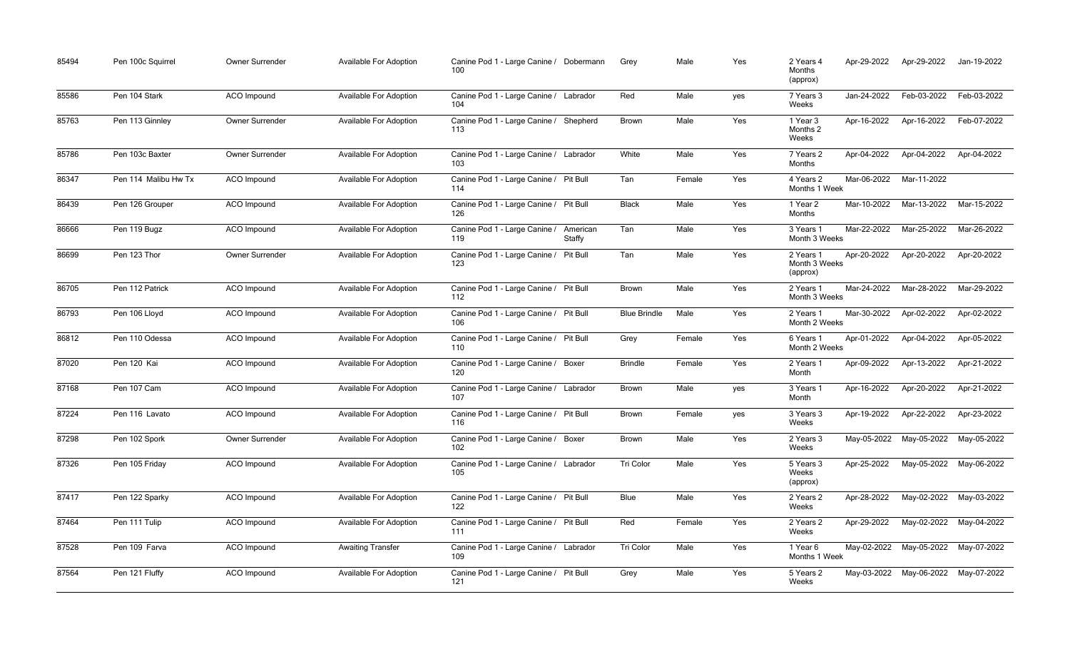| | | | | | | | | | | | | |
|---|---|---|---|---|---|---|---|---|---|---|---|---|
| 85494 | Pen 100c Squirrel | Owner Surrender | Available For Adoption | Canine Pod 1 - Large Canine / 100 | Dobermann | Grey | Male | Yes | 2 Years 4 Months (approx) | Apr-29-2022 | Apr-29-2022 | Jan-19-2022 |
| 85586 | Pen 104 Stark | ACO Impound | Available For Adoption | Canine Pod 1 - Large Canine / 104 | Labrador | Red | Male | yes | 7 Years 3 Weeks | Jan-24-2022 | Feb-03-2022 | Feb-03-2022 |
| 85763 | Pen 113 Ginnley | Owner Surrender | Available For Adoption | Canine Pod 1 - Large Canine / 113 | Shepherd | Brown | Male | Yes | 1 Year 3 Months 2 Weeks | Apr-16-2022 | Apr-16-2022 | Feb-07-2022 |
| 85786 | Pen 103c Baxter | Owner Surrender | Available For Adoption | Canine Pod 1 - Large Canine / 103 | Labrador | White | Male | Yes | 7 Years 2 Months | Apr-04-2022 | Apr-04-2022 | Apr-04-2022 |
| 86347 | Pen 114 Malibu Hw Tx | ACO Impound | Available For Adoption | Canine Pod 1 - Large Canine / 114 | Pit Bull | Tan | Female | Yes | 4 Years 2 Months 1 Week | Mar-06-2022 | Mar-11-2022 | |
| 86439 | Pen 126 Grouper | ACO Impound | Available For Adoption | Canine Pod 1 - Large Canine / 126 | Pit Bull | Black | Male | Yes | 1 Year 2 Months | Mar-10-2022 | Mar-13-2022 | Mar-15-2022 |
| 86666 | Pen 119 Bugz | ACO Impound | Available For Adoption | Canine Pod 1 - Large Canine / 119 | American Staffy | Tan | Male | Yes | 3 Years 1 Month 3 Weeks | Mar-22-2022 | Mar-25-2022 | Mar-26-2022 |
| 86699 | Pen 123 Thor | Owner Surrender | Available For Adoption | Canine Pod 1 - Large Canine / 123 | Pit Bull | Tan | Male | Yes | 2 Years 1 Month 3 Weeks (approx) | Apr-20-2022 | Apr-20-2022 | Apr-20-2022 |
| 86705 | Pen 112 Patrick | ACO Impound | Available For Adoption | Canine Pod 1 - Large Canine / 112 | Pit Bull | Brown | Male | Yes | 2 Years 1 Month 3 Weeks | Mar-24-2022 | Mar-28-2022 | Mar-29-2022 |
| 86793 | Pen 106 Lloyd | ACO Impound | Available For Adoption | Canine Pod 1 - Large Canine / 106 | Pit Bull | Blue Brindle | Male | Yes | 2 Years 1 Month 2 Weeks | Mar-30-2022 | Apr-02-2022 | Apr-02-2022 |
| 86812 | Pen 110 Odessa | ACO Impound | Available For Adoption | Canine Pod 1 - Large Canine / 110 | Pit Bull | Grey | Female | Yes | 6 Years 1 Month 2 Weeks | Apr-01-2022 | Apr-04-2022 | Apr-05-2022 |
| 87020 | Pen 120 Kai | ACO Impound | Available For Adoption | Canine Pod 1 - Large Canine / 120 | Boxer | Brindle | Female | Yes | 2 Years 1 Month | Apr-09-2022 | Apr-13-2022 | Apr-21-2022 |
| 87168 | Pen 107 Cam | ACO Impound | Available For Adoption | Canine Pod 1 - Large Canine / 107 | Labrador | Brown | Male | yes | 3 Years 1 Month | Apr-16-2022 | Apr-20-2022 | Apr-21-2022 |
| 87224 | Pen 116 Lavato | ACO Impound | Available For Adoption | Canine Pod 1 - Large Canine / 116 | Pit Bull | Brown | Female | yes | 3 Years 3 Weeks | Apr-19-2022 | Apr-22-2022 | Apr-23-2022 |
| 87298 | Pen 102 Spork | Owner Surrender | Available For Adoption | Canine Pod 1 - Large Canine / 102 | Boxer | Brown | Male | Yes | 2 Years 3 Weeks | May-05-2022 | May-05-2022 | May-05-2022 |
| 87326 | Pen 105 Friday | ACO Impound | Available For Adoption | Canine Pod 1 - Large Canine / 105 | Labrador | Tri Color | Male | Yes | 5 Years 3 Weeks (approx) | Apr-25-2022 | May-05-2022 | May-06-2022 |
| 87417 | Pen 122 Sparky | ACO Impound | Available For Adoption | Canine Pod 1 - Large Canine / 122 | Pit Bull | Blue | Male | Yes | 2 Years 2 Weeks | Apr-28-2022 | May-02-2022 | May-03-2022 |
| 87464 | Pen 111 Tulip | ACO Impound | Available For Adoption | Canine Pod 1 - Large Canine / 111 | Pit Bull | Red | Female | Yes | 2 Years 2 Weeks | Apr-29-2022 | May-02-2022 | May-04-2022 |
| 87528 | Pen 109 Farva | ACO Impound | Awaiting Transfer | Canine Pod 1 - Large Canine / 109 | Labrador | Tri Color | Male | Yes | 1 Year 6 Months 1 Week | May-02-2022 | May-05-2022 | May-07-2022 |
| 87564 | Pen 121 Fluffy | ACO Impound | Available For Adoption | Canine Pod 1 - Large Canine / 121 | Pit Bull | Grey | Male | Yes | 5 Years 2 Weeks | May-03-2022 | May-06-2022 | May-07-2022 |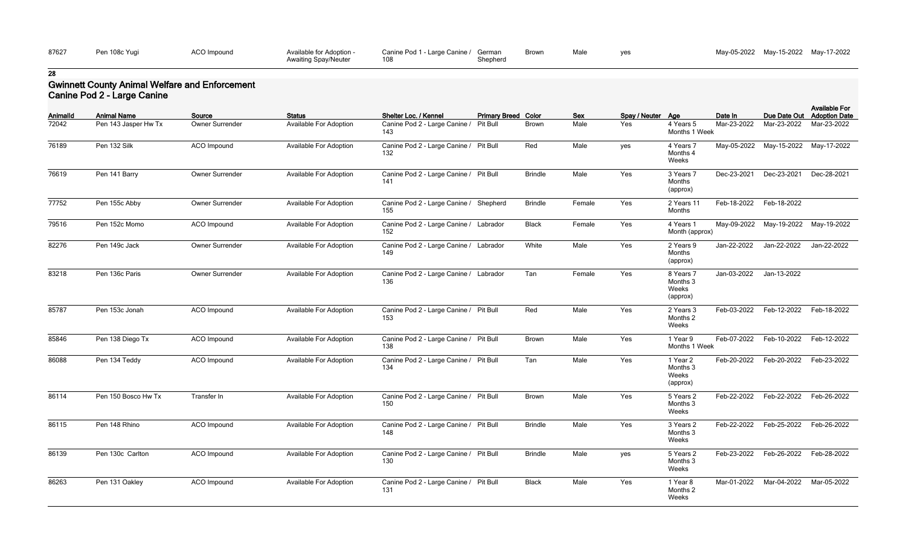| | | | | | | | | | | | | |
|---|---|---|---|---|---|---|---|---|---|---|---|---|
| 87627 | Pen 108c Yugi | ACO Impound | Available for Adoption - Awaiting Spay/Neuter | Canine Pod 1 - Large Canine / 108 | German Shepherd | Brown | Male | yes | | May-05-2022 | May-15-2022 | May-17-2022 |

**28**

## Gwinnett County Animal Welfare and Enforcement
### Canine Pod 2 - Large Canine

| AnimalId | Animal Name | Source | Status | Shelter Loc. / Kennel | Primary Breed | Color | Sex | Spay / Neuter | Age | Date In | Due Date Out | Available For Adoption Date |
|---|---|---|---|---|---|---|---|---|---|---|---|---|
| 72042 | Pen 143 Jasper Hw Tx | Owner Surrender | Available For Adoption | Canine Pod 2 - Large Canine / 143 | Pit Bull | Brown | Male | Yes | 4 Years 5 Months 1 Week | Mar-23-2022 | Mar-23-2022 | Mar-23-2022 |
| 76189 | Pen 132 Silk | ACO Impound | Available For Adoption | Canine Pod 2 - Large Canine / 132 | Pit Bull | Red | Male | yes | 4 Years 7 Months 4 Weeks | May-05-2022 | May-15-2022 | May-17-2022 |
| 76619 | Pen 141 Barry | Owner Surrender | Available For Adoption | Canine Pod 2 - Large Canine / 141 | Pit Bull | Brindle | Male | Yes | 3 Years 7 Months (approx) | Dec-23-2021 | Dec-23-2021 | Dec-28-2021 |
| 77752 | Pen 155c Abby | Owner Surrender | Available For Adoption | Canine Pod 2 - Large Canine / 155 | Shepherd | Brindle | Female | Yes | 2 Years 11 Months | Feb-18-2022 | Feb-18-2022 | |
| 79516 | Pen 152c Momo | ACO Impound | Available For Adoption | Canine Pod 2 - Large Canine / 152 | Labrador | Black | Female | Yes | 4 Years 1 Month (approx) | May-09-2022 | May-19-2022 | May-19-2022 |
| 82276 | Pen 149c Jack | Owner Surrender | Available For Adoption | Canine Pod 2 - Large Canine / 149 | Labrador | White | Male | Yes | 2 Years 9 Months (approx) | Jan-22-2022 | Jan-22-2022 | Jan-22-2022 |
| 83218 | Pen 136c Paris | Owner Surrender | Available For Adoption | Canine Pod 2 - Large Canine / 136 | Labrador | Tan | Female | Yes | 8 Years 7 Months 3 Weeks (approx) | Jan-03-2022 | Jan-13-2022 | |
| 85787 | Pen 153c Jonah | ACO Impound | Available For Adoption | Canine Pod 2 - Large Canine / 153 | Pit Bull | Red | Male | Yes | 2 Years 3 Months 2 Weeks | Feb-03-2022 | Feb-12-2022 | Feb-18-2022 |
| 85846 | Pen 138 Diego Tx | ACO Impound | Available For Adoption | Canine Pod 2 - Large Canine / 138 | Pit Bull | Brown | Male | Yes | 1 Year 9 Months 1 Week | Feb-07-2022 | Feb-10-2022 | Feb-12-2022 |
| 86088 | Pen 134 Teddy | ACO Impound | Available For Adoption | Canine Pod 2 - Large Canine / 134 | Pit Bull | Tan | Male | Yes | 1 Year 2 Months 3 Weeks (approx) | Feb-20-2022 | Feb-20-2022 | Feb-23-2022 |
| 86114 | Pen 150 Bosco Hw Tx | Transfer In | Available For Adoption | Canine Pod 2 - Large Canine / 150 | Pit Bull | Brown | Male | Yes | 5 Years 2 Months 3 Weeks | Feb-22-2022 | Feb-22-2022 | Feb-26-2022 |
| 86115 | Pen 148 Rhino | ACO Impound | Available For Adoption | Canine Pod 2 - Large Canine / 148 | Pit Bull | Brindle | Male | Yes | 3 Years 2 Months 3 Weeks | Feb-22-2022 | Feb-25-2022 | Feb-26-2022 |
| 86139 | Pen 130c Carlton | ACO Impound | Available For Adoption | Canine Pod 2 - Large Canine / 130 | Pit Bull | Brindle | Male | yes | 5 Years 2 Months 3 Weeks | Feb-23-2022 | Feb-26-2022 | Feb-28-2022 |
| 86263 | Pen 131 Oakley | ACO Impound | Available For Adoption | Canine Pod 2 - Large Canine / 131 | Pit Bull | Black | Male | Yes | 1 Year 8 Months 2 Weeks | Mar-01-2022 | Mar-04-2022 | Mar-05-2022 |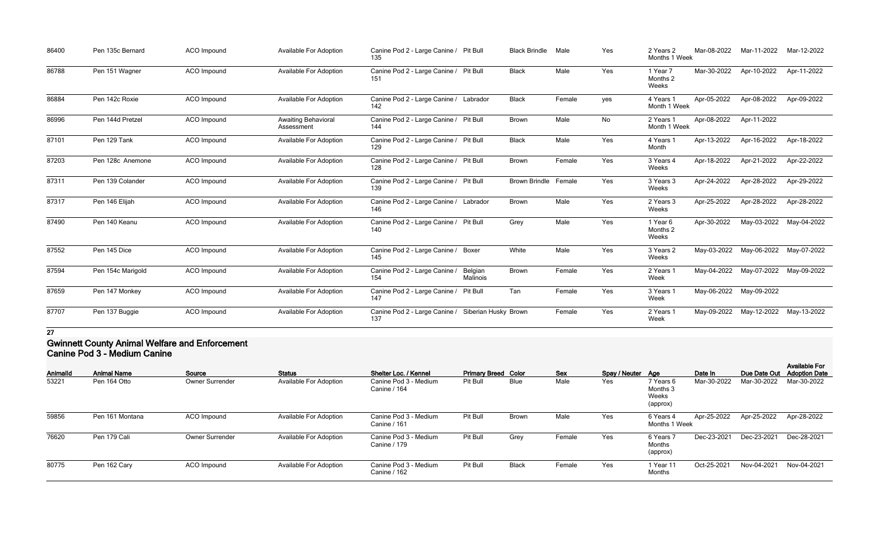| | | | | | | | | | | | | |
|---|---|---|---|---|---|---|---|---|---|---|---|---|
| 86400 | Pen 135c Bernard | ACO Impound | Available For Adoption | Canine Pod 2 - Large Canine / 135 | Pit Bull | Black Brindle | Male | Yes | 2 Years 2 Months 1 Week | Mar-08-2022 | Mar-11-2022 | Mar-12-2022 |
| 86788 | Pen 151 Wagner | ACO Impound | Available For Adoption | Canine Pod 2 - Large Canine / 151 | Pit Bull | Black | Male | Yes | 1 Year 7 Months 2 Weeks | Mar-30-2022 | Apr-10-2022 | Apr-11-2022 |
| 86884 | Pen 142c Roxie | ACO Impound | Available For Adoption | Canine Pod 2 - Large Canine / 142 | Labrador | Black | Female | yes | 4 Years 1 Month 1 Week | Apr-05-2022 | Apr-08-2022 | Apr-09-2022 |
| 86996 | Pen 144d Pretzel | ACO Impound | Awaiting Behavioral Assessment | Canine Pod 2 - Large Canine / 144 | Pit Bull | Brown | Male | No | 2 Years 1 Month 1 Week | Apr-08-2022 | Apr-11-2022 | |
| 87101 | Pen 129 Tank | ACO Impound | Available For Adoption | Canine Pod 2 - Large Canine / 129 | Pit Bull | Black | Male | Yes | 4 Years 1 Month | Apr-13-2022 | Apr-16-2022 | Apr-18-2022 |
| 87203 | Pen 128c Anemone | ACO Impound | Available For Adoption | Canine Pod 2 - Large Canine / 128 | Pit Bull | Brown | Female | Yes | 3 Years 4 Weeks | Apr-18-2022 | Apr-21-2022 | Apr-22-2022 |
| 87311 | Pen 139 Colander | ACO Impound | Available For Adoption | Canine Pod 2 - Large Canine / 139 | Pit Bull | Brown Brindle | Female | Yes | 3 Years 3 Weeks | Apr-24-2022 | Apr-28-2022 | Apr-29-2022 |
| 87317 | Pen 146 Elijah | ACO Impound | Available For Adoption | Canine Pod 2 - Large Canine / 146 | Labrador | Brown | Male | Yes | 2 Years 3 Weeks | Apr-25-2022 | Apr-28-2022 | Apr-28-2022 |
| 87490 | Pen 140 Keanu | ACO Impound | Available For Adoption | Canine Pod 2 - Large Canine / 140 | Pit Bull | Grey | Male | Yes | 1 Year 6 Months 2 Weeks | Apr-30-2022 | May-03-2022 | May-04-2022 |
| 87552 | Pen 145 Dice | ACO Impound | Available For Adoption | Canine Pod 2 - Large Canine / 145 | Boxer | White | Male | Yes | 3 Years 2 Weeks | May-03-2022 | May-06-2022 | May-07-2022 |
| 87594 | Pen 154c Marigold | ACO Impound | Available For Adoption | Canine Pod 2 - Large Canine / 154 | Belgian Malinois | Brown | Female | Yes | 2 Years 1 Week | May-04-2022 | May-07-2022 | May-09-2022 |
| 87659 | Pen 147 Monkey | ACO Impound | Available For Adoption | Canine Pod 2 - Large Canine / 147 | Pit Bull | Tan | Female | Yes | 3 Years 1 Week | May-06-2022 | May-09-2022 | |
| 87707 | Pen 137 Buggie | ACO Impound | Available For Adoption | Canine Pod 2 - Large Canine / 137 | Siberian Husky | Brown | Female | Yes | 2 Years 1 Week | May-09-2022 | May-12-2022 | May-13-2022 |

**27**

## Gwinnett County Animal Welfare and Enforcement
## Canine Pod 3 - Medium Canine

| AnimalId | Animal Name | Source | Status | Shelter Loc. / Kennel | Primary Breed | Color | Sex | Spay / Neuter | Age | Date In | Due Date Out | Available For Adoption Date |
|---|---|---|---|---|---|---|---|---|---|---|---|---|
| 53221 | Pen 164 Otto | Owner Surrender | Available For Adoption | Canine Pod 3 - Medium Canine / 164 | Pit Bull | Blue | Male | Yes | 7 Years 6 Months 3 Weeks (approx) | Mar-30-2022 | Mar-30-2022 | Mar-30-2022 |
| 59856 | Pen 161 Montana | ACO Impound | Available For Adoption | Canine Pod 3 - Medium Canine / 161 | Pit Bull | Brown | Male | Yes | 6 Years 4 Months 1 Week | Apr-25-2022 | Apr-25-2022 | Apr-28-2022 |
| 76620 | Pen 179 Cali | Owner Surrender | Available For Adoption | Canine Pod 3 - Medium Canine / 179 | Pit Bull | Grey | Female | Yes | 6 Years 7 Months (approx) | Dec-23-2021 | Dec-23-2021 | Dec-28-2021 |
| 80775 | Pen 162 Cary | ACO Impound | Available For Adoption | Canine Pod 3 - Medium Canine / 162 | Pit Bull | Black | Female | Yes | 1 Year 11 Months | Oct-25-2021 | Nov-04-2021 | Nov-04-2021 |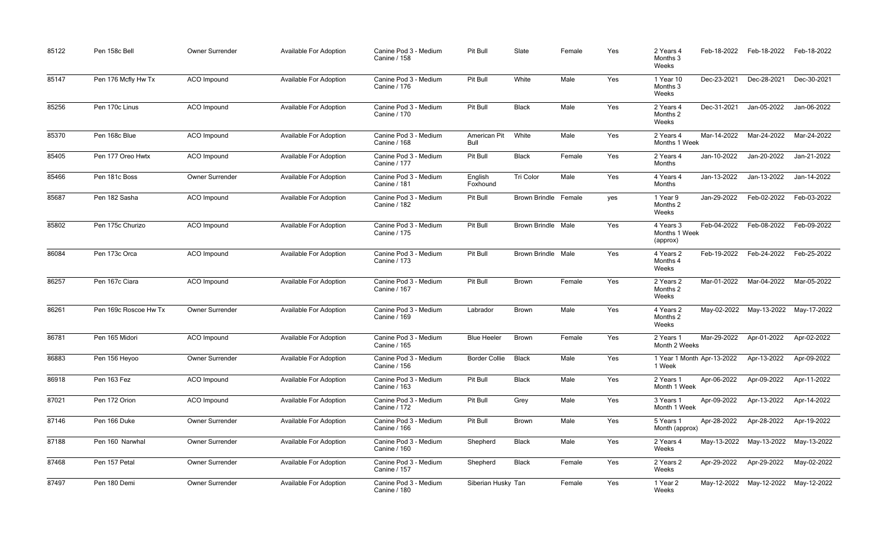| | | | | | | | | | | | | |
|---|---|---|---|---|---|---|---|---|---|---|---|---|
| 85122 | Pen 158c Bell | Owner Surrender | Available For Adoption | Canine Pod 3 - Medium Canine / 158 | Pit Bull | Slate | Female | Yes | 2 Years 4 Months 3 Weeks | Feb-18-2022 | Feb-18-2022 | Feb-18-2022 |
| 85147 | Pen 176 Mcfly Hw Tx | ACO Impound | Available For Adoption | Canine Pod 3 - Medium Canine / 176 | Pit Bull | White | Male | Yes | 1 Year 10 Months 3 Weeks | Dec-23-2021 | Dec-28-2021 | Dec-30-2021 |
| 85256 | Pen 170c Linus | ACO Impound | Available For Adoption | Canine Pod 3 - Medium Canine / 170 | Pit Bull | Black | Male | Yes | 2 Years 4 Months 2 Weeks | Dec-31-2021 | Jan-05-2022 | Jan-06-2022 |
| 85370 | Pen 168c Blue | ACO Impound | Available For Adoption | Canine Pod 3 - Medium Canine / 168 | American Pit Bull | White | Male | Yes | 2 Years 4 Months 1 Week | Mar-14-2022 | Mar-24-2022 | Mar-24-2022 |
| 85405 | Pen 177 Oreo Hwtx | ACO Impound | Available For Adoption | Canine Pod 3 - Medium Canine / 177 | Pit Bull | Black | Female | Yes | 2 Years 4 Months | Jan-10-2022 | Jan-20-2022 | Jan-21-2022 |
| 85466 | Pen 181c Boss | Owner Surrender | Available For Adoption | Canine Pod 3 - Medium Canine / 181 | English Foxhound | Tri Color | Male | Yes | 4 Years 4 Months | Jan-13-2022 | Jan-13-2022 | Jan-14-2022 |
| 85687 | Pen 182 Sasha | ACO Impound | Available For Adoption | Canine Pod 3 - Medium Canine / 182 | Pit Bull | Brown Brindle | Female | yes | 1 Year 9 Months 2 Weeks | Jan-29-2022 | Feb-02-2022 | Feb-03-2022 |
| 85802 | Pen 175c Churizo | ACO Impound | Available For Adoption | Canine Pod 3 - Medium Canine / 175 | Pit Bull | Brown Brindle | Male | Yes | 4 Years 3 Months 1 Week (approx) | Feb-04-2022 | Feb-08-2022 | Feb-09-2022 |
| 86084 | Pen 173c Orca | ACO Impound | Available For Adoption | Canine Pod 3 - Medium Canine / 173 | Pit Bull | Brown Brindle | Male | Yes | 4 Years 2 Months 4 Weeks | Feb-19-2022 | Feb-24-2022 | Feb-25-2022 |
| 86257 | Pen 167c Ciara | ACO Impound | Available For Adoption | Canine Pod 3 - Medium Canine / 167 | Pit Bull | Brown | Female | Yes | 2 Years 2 Months 2 Weeks | Mar-01-2022 | Mar-04-2022 | Mar-05-2022 |
| 86261 | Pen 169c Roscoe Hw Tx | Owner Surrender | Available For Adoption | Canine Pod 3 - Medium Canine / 169 | Labrador | Brown | Male | Yes | 4 Years 2 Months 2 Weeks | May-02-2022 | May-13-2022 | May-17-2022 |
| 86781 | Pen 165 Midori | ACO Impound | Available For Adoption | Canine Pod 3 - Medium Canine / 165 | Blue Heeler | Brown | Female | Yes | 2 Years 1 Month 2 Weeks | Mar-29-2022 | Apr-01-2022 | Apr-02-2022 |
| 86883 | Pen 156 Heyoo | Owner Surrender | Available For Adoption | Canine Pod 3 - Medium Canine / 156 | Border Collie | Black | Male | Yes | 1 Year 1 Month 1 Week | Apr-13-2022 | Apr-13-2022 | Apr-09-2022 |
| 86918 | Pen 163 Fez | ACO Impound | Available For Adoption | Canine Pod 3 - Medium Canine / 163 | Pit Bull | Black | Male | Yes | 2 Years 1 Month 1 Week | Apr-06-2022 | Apr-09-2022 | Apr-11-2022 |
| 87021 | Pen 172 Orion | ACO Impound | Available For Adoption | Canine Pod 3 - Medium Canine / 172 | Pit Bull | Grey | Male | Yes | 3 Years 1 Month 1 Week | Apr-09-2022 | Apr-13-2022 | Apr-14-2022 |
| 87146 | Pen 166 Duke | Owner Surrender | Available For Adoption | Canine Pod 3 - Medium Canine / 166 | Pit Bull | Brown | Male | Yes | 5 Years 1 Month (approx) | Apr-28-2022 | Apr-28-2022 | Apr-19-2022 |
| 87188 | Pen 160 Narwhal | Owner Surrender | Available For Adoption | Canine Pod 3 - Medium Canine / 160 | Shepherd | Black | Male | Yes | 2 Years 4 Weeks | May-13-2022 | May-13-2022 | May-13-2022 |
| 87468 | Pen 157 Petal | Owner Surrender | Available For Adoption | Canine Pod 3 - Medium Canine / 157 | Shepherd | Black | Female | Yes | 2 Years 2 Weeks | Apr-29-2022 | Apr-29-2022 | May-02-2022 |
| 87497 | Pen 180 Demi | Owner Surrender | Available For Adoption | Canine Pod 3 - Medium Canine / 180 | Siberian Husky | Tan | Female | Yes | 1 Year 2 Weeks | May-12-2022 | May-12-2022 | May-12-2022 |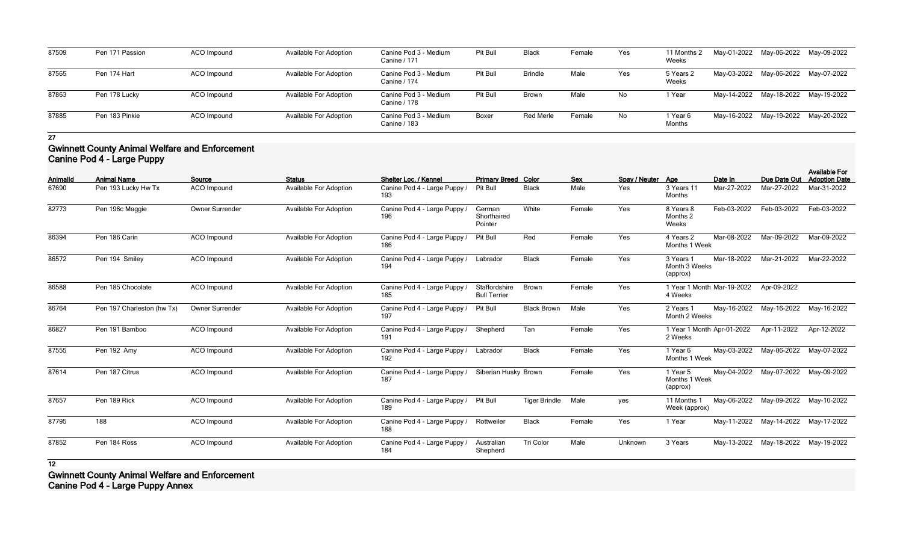| AnimalId | Animal Name | Source | Status | Shelter Loc. / Kennel | Primary Breed | Color | Sex | Spay / Neuter | Age | Date In | Due Date Out | Available For Adoption Date |
|---|---|---|---|---|---|---|---|---|---|---|---|---|
| 87509 | Pen 171 Passion | ACO Impound | Available For Adoption | Canine Pod 3 - Medium Canine / 171 | Pit Bull | Black | Female | Yes | 11 Months 2 Weeks | May-01-2022 | May-06-2022 | May-09-2022 |
| 87565 | Pen 174 Hart | ACO Impound | Available For Adoption | Canine Pod 3 - Medium Canine / 174 | Pit Bull | Brindle | Male | Yes | 5 Years 2 Weeks | May-03-2022 | May-06-2022 | May-07-2022 |
| 87863 | Pen 178 Lucky | ACO Impound | Available For Adoption | Canine Pod 3 - Medium Canine / 178 | Pit Bull | Brown | Male | No | 1 Year | May-14-2022 | May-18-2022 | May-19-2022 |
| 87885 | Pen 183 Pinkie | ACO Impound | Available For Adoption | Canine Pod 3 - Medium Canine / 183 | Boxer | Red Merle | Female | No | 1 Year 6 Months | May-16-2022 | May-19-2022 | May-20-2022 |

**27**

## Gwinnett County Animal Welfare and Enforcement
## Canine Pod 4 - Large Puppy

| AnimalId | Animal Name | Source | Status | Shelter Loc. / Kennel | Primary Breed | Color | Sex | Spay / Neuter | Age | Date In | Due Date Out | Available For Adoption Date |
|---|---|---|---|---|---|---|---|---|---|---|---|---|
| 67690 | Pen 193 Lucky Hw Tx | ACO Impound | Available For Adoption | Canine Pod 4 - Large Puppy / 193 | Pit Bull | Black | Male | Yes | 3 Years 11 Months | Mar-27-2022 | Mar-27-2022 | Mar-31-2022 |
| 82773 | Pen 196c Maggie | Owner Surrender | Available For Adoption | Canine Pod 4 - Large Puppy / 196 | German Shorthaired Pointer | White | Female | Yes | 8 Years 8 Months 2 Weeks | Feb-03-2022 | Feb-03-2022 | Feb-03-2022 |
| 86394 | Pen 186 Carin | ACO Impound | Available For Adoption | Canine Pod 4 - Large Puppy / 186 | Pit Bull | Red | Female | Yes | 4 Years 2 Months 1 Week | Mar-08-2022 | Mar-09-2022 | Mar-09-2022 |
| 86572 | Pen 194 Smiley | ACO Impound | Available For Adoption | Canine Pod 4 - Large Puppy / 194 | Labrador | Black | Female | Yes | 3 Years 1 Month 3 Weeks (approx) | Mar-18-2022 | Mar-21-2022 | Mar-22-2022 |
| 86588 | Pen 185 Chocolate | ACO Impound | Available For Adoption | Canine Pod 4 - Large Puppy / 185 | Staffordshire Bull Terrier | Brown | Female | Yes | 1 Year 1 Month 4 Weeks | Mar-19-2022 | Apr-09-2022 | |
| 86764 | Pen 197 Charleston (hw Tx) | Owner Surrender | Available For Adoption | Canine Pod 4 - Large Puppy / 197 | Pit Bull | Black Brown | Male | Yes | 2 Years 1 Month 2 Weeks | May-16-2022 | May-16-2022 | May-16-2022 |
| 86827 | Pen 191 Bamboo | ACO Impound | Available For Adoption | Canine Pod 4 - Large Puppy / 191 | Shepherd | Tan | Female | Yes | 1 Year 1 Month 2 Weeks | Apr-01-2022 | Apr-11-2022 | Apr-12-2022 |
| 87555 | Pen 192 Amy | ACO Impound | Available For Adoption | Canine Pod 4 - Large Puppy / 192 | Labrador | Black | Female | Yes | 1 Year 6 Months 1 Week | May-03-2022 | May-06-2022 | May-07-2022 |
| 87614 | Pen 187 Citrus | ACO Impound | Available For Adoption | Canine Pod 4 - Large Puppy / 187 | Siberian Husky | Brown | Female | Yes | 1 Year 5 Months 1 Week (approx) | May-04-2022 | May-07-2022 | May-09-2022 |
| 87657 | Pen 189 Rick | ACO Impound | Available For Adoption | Canine Pod 4 - Large Puppy / 189 | Pit Bull | Tiger Brindle | Male | yes | 11 Months 1 Week (approx) | May-06-2022 | May-09-2022 | May-10-2022 |
| 87795 | 188 | ACO Impound | Available For Adoption | Canine Pod 4 - Large Puppy / 188 | Rottweiler | Black | Female | Yes | 1 Year | May-11-2022 | May-14-2022 | May-17-2022 |
| 87852 | Pen 184 Ross | ACO Impound | Available For Adoption | Canine Pod 4 - Large Puppy / 184 | Australian Shepherd | Tri Color | Male | Unknown | 3 Years | May-13-2022 | May-18-2022 | May-19-2022 |

**12**

## Gwinnett County Animal Welfare and Enforcement
## Canine Pod 4 - Large Puppy Annex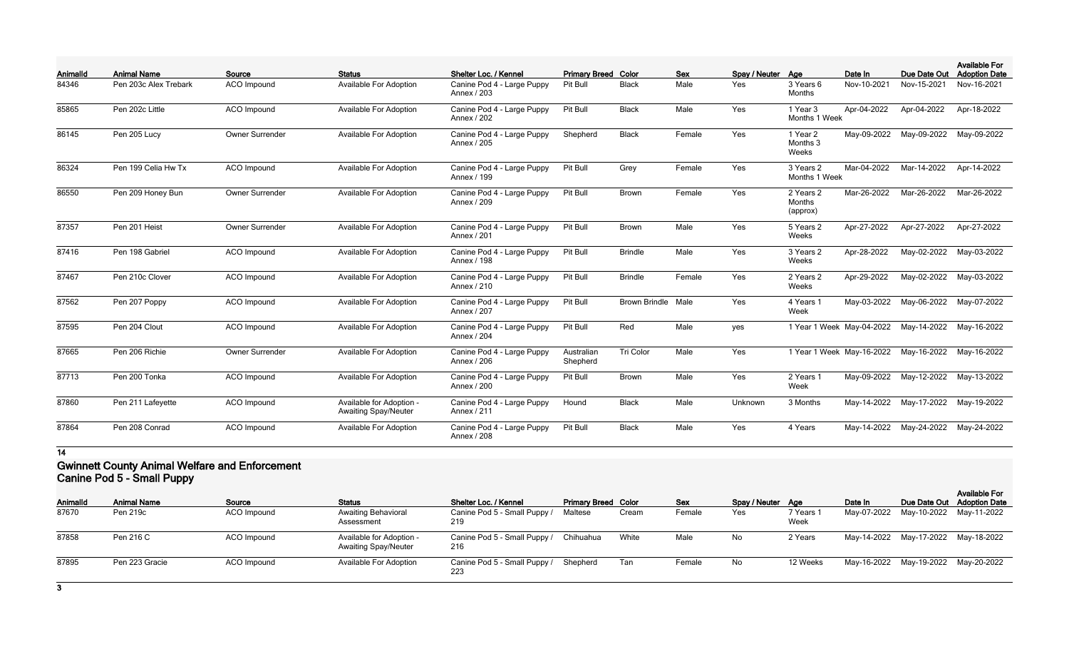| AnimalId | Animal Name | Source | Status | Shelter Loc. / Kennel | Primary Breed | Color | Sex | Spay / Neuter | Age | Date In | Due Date Out | Available For Adoption Date |
|---|---|---|---|---|---|---|---|---|---|---|---|---|
| 84346 | Pen 203c Alex Trebark | ACO Impound | Available For Adoption | Canine Pod 4 - Large Puppy Annex / 203 | Pit Bull | Black | Male | Yes | 3 Years 6 Months | Nov-10-2021 | Nov-15-2021 | Nov-16-2021 |
| 85865 | Pen 202c Little | ACO Impound | Available For Adoption | Canine Pod 4 - Large Puppy Annex / 202 | Pit Bull | Black | Male | Yes | 1 Year 3 Months 1 Week | Apr-04-2022 | Apr-04-2022 | Apr-18-2022 |
| 86145 | Pen 205 Lucy | Owner Surrender | Available For Adoption | Canine Pod 4 - Large Puppy Annex / 205 | Shepherd | Black | Female | Yes | 1 Year 2 Months 3 Weeks | May-09-2022 | May-09-2022 | May-09-2022 |
| 86324 | Pen 199 Celia Hw Tx | ACO Impound | Available For Adoption | Canine Pod 4 - Large Puppy Annex / 199 | Pit Bull | Grey | Female | Yes | 3 Years 2 Months 1 Week | Mar-04-2022 | Mar-14-2022 | Apr-14-2022 |
| 86550 | Pen 209 Honey Bun | Owner Surrender | Available For Adoption | Canine Pod 4 - Large Puppy Annex / 209 | Pit Bull | Brown | Female | Yes | 2 Years 2 Months (approx) | Mar-26-2022 | Mar-26-2022 | Mar-26-2022 |
| 87357 | Pen 201 Heist | Owner Surrender | Available For Adoption | Canine Pod 4 - Large Puppy Annex / 201 | Pit Bull | Brown | Male | Yes | 5 Years 2 Weeks | Apr-27-2022 | Apr-27-2022 | Apr-27-2022 |
| 87416 | Pen 198 Gabriel | ACO Impound | Available For Adoption | Canine Pod 4 - Large Puppy Annex / 198 | Pit Bull | Brindle | Male | Yes | 3 Years 2 Weeks | Apr-28-2022 | May-02-2022 | May-03-2022 |
| 87467 | Pen 210c Clover | ACO Impound | Available For Adoption | Canine Pod 4 - Large Puppy Annex / 210 | Pit Bull | Brindle | Female | Yes | 2 Years 2 Weeks | Apr-29-2022 | May-02-2022 | May-03-2022 |
| 87562 | Pen 207 Poppy | ACO Impound | Available For Adoption | Canine Pod 4 - Large Puppy Annex / 207 | Pit Bull | Brown Brindle | Male | Yes | 4 Years 1 Week | May-03-2022 | May-06-2022 | May-07-2022 |
| 87595 | Pen 204 Clout | ACO Impound | Available For Adoption | Canine Pod 4 - Large Puppy Annex / 204 | Pit Bull | Red | Male | yes | 1 Year 1 Week | May-04-2022 | May-14-2022 | May-16-2022 |
| 87665 | Pen 206 Richie | Owner Surrender | Available For Adoption | Canine Pod 4 - Large Puppy Annex / 206 | Australian Shepherd | Tri Color | Male | Yes | 1 Year 1 Week | May-16-2022 | May-16-2022 | May-16-2022 |
| 87713 | Pen 200 Tonka | ACO Impound | Available For Adoption | Canine Pod 4 - Large Puppy Annex / 200 | Pit Bull | Brown | Male | Yes | 2 Years 1 Week | May-09-2022 | May-12-2022 | May-13-2022 |
| 87860 | Pen 211 Lafeyette | ACO Impound | Available for Adoption - Awaiting Spay/Neuter | Canine Pod 4 - Large Puppy Annex / 211 | Hound | Black | Male | Unknown | 3 Months | May-14-2022 | May-17-2022 | May-19-2022 |
| 87864 | Pen 208 Conrad | ACO Impound | Available For Adoption | Canine Pod 4 - Large Puppy Annex / 208 | Pit Bull | Black | Male | Yes | 4 Years | May-14-2022 | May-24-2022 | May-24-2022 |

**14**

## Gwinnett County Animal Welfare and Enforcement
## Canine Pod 5 - Small Puppy

| AnimalId | Animal Name | Source | Status | Shelter Loc. / Kennel | Primary Breed | Color | Sex | Spay / Neuter | Age | Date In | Due Date Out | Available For Adoption Date |
|---|---|---|---|---|---|---|---|---|---|---|---|---|
| 87670 | Pen 219c | ACO Impound | Awaiting Behavioral Assessment | Canine Pod 5 - Small Puppy / 219 | Maltese | Cream | Female | Yes | 7 Years 1 Week | May-07-2022 | May-10-2022 | May-11-2022 |
| 87858 | Pen 216 C | ACO Impound | Available for Adoption - Awaiting Spay/Neuter | Canine Pod 5 - Small Puppy / 216 | Chihuahua | White | Male | No | 2 Years | May-14-2022 | May-17-2022 | May-18-2022 |
| 87895 | Pen 223 Gracie | ACO Impound | Available For Adoption | Canine Pod 5 - Small Puppy / 223 | Shepherd | Tan | Female | No | 12 Weeks | May-16-2022 | May-19-2022 | May-20-2022 |

**3**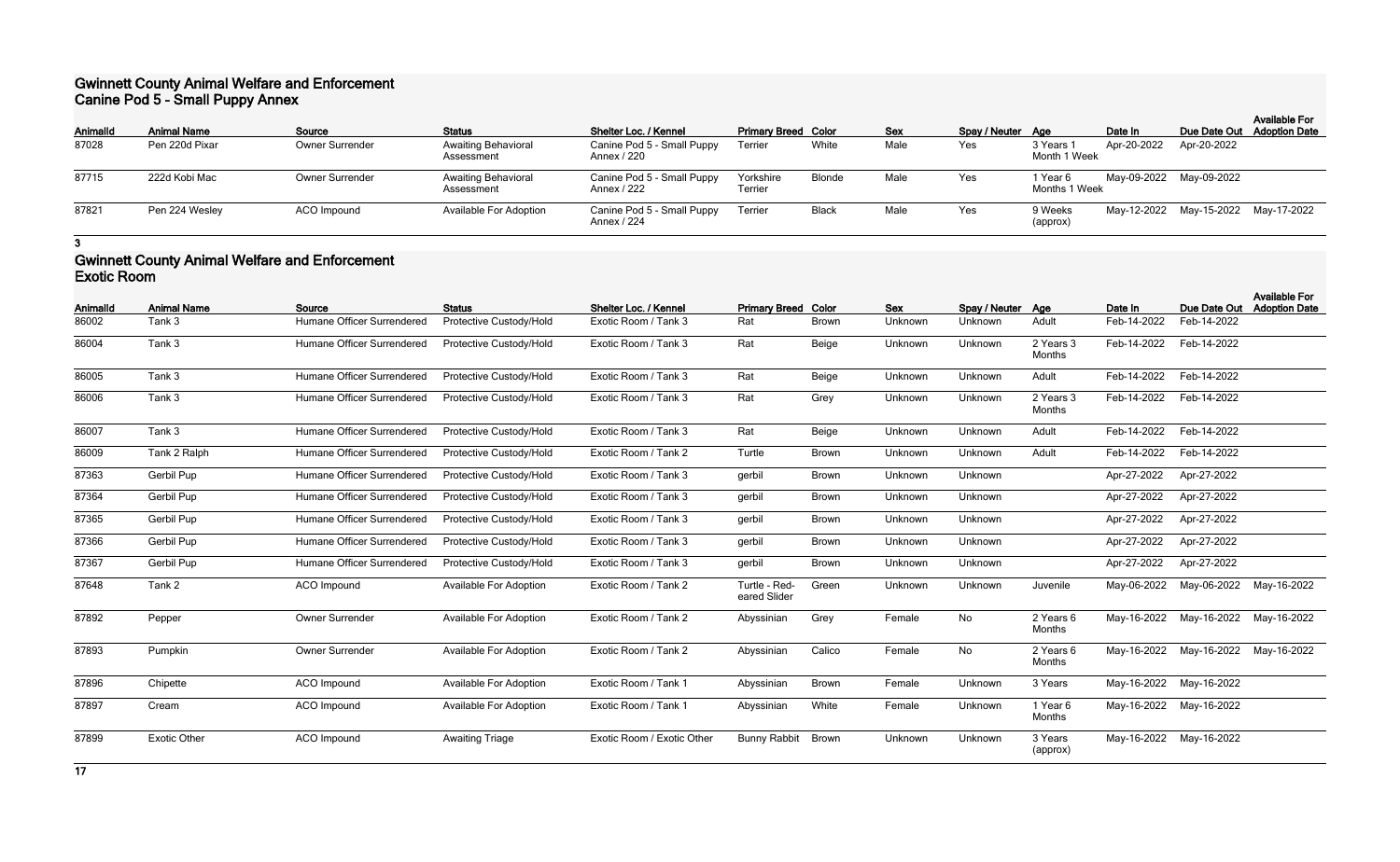## Gwinnett County Animal Welfare and Enforcement
### Canine Pod 5 - Small Puppy Annex

| AnimalId | Animal Name | Source | Status | Shelter Loc. / Kennel | Primary Breed | Color | Sex | Spay / Neuter | Age | Date In | Due Date Out | Available For Adoption Date |
|---|---|---|---|---|---|---|---|---|---|---|---|---|
| 87028 | Pen 220d Pixar | Owner Surrender | Awaiting Behavioral Assessment | Canine Pod 5 - Small Puppy Annex / 220 | Terrier | White | Male | Yes | 3 Years 1 Month 1 Week | Apr-20-2022 | Apr-20-2022 | |
| 87715 | 222d Kobi Mac | Owner Surrender | Awaiting Behavioral Assessment | Canine Pod 5 - Small Puppy Annex / 222 | Yorkshire Terrier | Blonde | Male | Yes | 1 Year 6 Months 1 Week | May-09-2022 | May-09-2022 | |
| 87821 | Pen 224 Wesley | ACO Impound | Available For Adoption | Canine Pod 5 - Small Puppy Annex / 224 | Terrier | Black | Male | Yes | 9 Weeks (approx) | May-12-2022 | May-15-2022 | May-17-2022 |

**3**

## Gwinnett County Animal Welfare and Enforcement
### Exotic Room

| AnimalId | Animal Name | Source | Status | Shelter Loc. / Kennel | Primary Breed | Color | Sex | Spay / Neuter | Age | Date In | Due Date Out | Available For Adoption Date |
|---|---|---|---|---|---|---|---|---|---|---|---|---|
| 86002 | Tank 3 | Humane Officer Surrendered | Protective Custody/Hold | Exotic Room / Tank 3 | Rat | Brown | Unknown | Unknown | Adult | Feb-14-2022 | Feb-14-2022 | |
| 86004 | Tank 3 | Humane Officer Surrendered | Protective Custody/Hold | Exotic Room / Tank 3 | Rat | Beige | Unknown | Unknown | 2 Years 3 Months | Feb-14-2022 | Feb-14-2022 | |
| 86005 | Tank 3 | Humane Officer Surrendered | Protective Custody/Hold | Exotic Room / Tank 3 | Rat | Beige | Unknown | Unknown | Adult | Feb-14-2022 | Feb-14-2022 | |
| 86006 | Tank 3 | Humane Officer Surrendered | Protective Custody/Hold | Exotic Room / Tank 3 | Rat | Grey | Unknown | Unknown | 2 Years 3 Months | Feb-14-2022 | Feb-14-2022 | |
| 86007 | Tank 3 | Humane Officer Surrendered | Protective Custody/Hold | Exotic Room / Tank 3 | Rat | Beige | Unknown | Unknown | Adult | Feb-14-2022 | Feb-14-2022 | |
| 86009 | Tank 2 Ralph | Humane Officer Surrendered | Protective Custody/Hold | Exotic Room / Tank 2 | Turtle | Brown | Unknown | Unknown | Adult | Feb-14-2022 | Feb-14-2022 | |
| 87363 | Gerbil Pup | Humane Officer Surrendered | Protective Custody/Hold | Exotic Room / Tank 3 | gerbil | Brown | Unknown | Unknown | | Apr-27-2022 | Apr-27-2022 | |
| 87364 | Gerbil Pup | Humane Officer Surrendered | Protective Custody/Hold | Exotic Room / Tank 3 | gerbil | Brown | Unknown | Unknown | | Apr-27-2022 | Apr-27-2022 | |
| 87365 | Gerbil Pup | Humane Officer Surrendered | Protective Custody/Hold | Exotic Room / Tank 3 | gerbil | Brown | Unknown | Unknown | | Apr-27-2022 | Apr-27-2022 | |
| 87366 | Gerbil Pup | Humane Officer Surrendered | Protective Custody/Hold | Exotic Room / Tank 3 | gerbil | Brown | Unknown | Unknown | | Apr-27-2022 | Apr-27-2022 | |
| 87367 | Gerbil Pup | Humane Officer Surrendered | Protective Custody/Hold | Exotic Room / Tank 3 | gerbil | Brown | Unknown | Unknown | | Apr-27-2022 | Apr-27-2022 | |
| 87648 | Tank 2 | ACO Impound | Available For Adoption | Exotic Room / Tank 2 | Turtle - Red-eared Slider | Green | Unknown | Unknown | Juvenile | May-06-2022 | May-06-2022 | May-16-2022 |
| 87892 | Pepper | Owner Surrender | Available For Adoption | Exotic Room / Tank 2 | Abyssinian | Grey | Female | No | 2 Years 6 Months | May-16-2022 | May-16-2022 | May-16-2022 |
| 87893 | Pumpkin | Owner Surrender | Available For Adoption | Exotic Room / Tank 2 | Abyssinian | Calico | Female | No | 2 Years 6 Months | May-16-2022 | May-16-2022 | May-16-2022 |
| 87896 | Chipette | ACO Impound | Available For Adoption | Exotic Room / Tank 1 | Abyssinian | Brown | Female | Unknown | 3 Years | May-16-2022 | May-16-2022 | |
| 87897 | Cream | ACO Impound | Available For Adoption | Exotic Room / Tank 1 | Abyssinian | White | Female | Unknown | 1 Year 6 Months | May-16-2022 | May-16-2022 | |
| 87899 | Exotic Other | ACO Impound | Awaiting Triage | Exotic Room / Exotic Other | Bunny Rabbit | Brown | Unknown | Unknown | 3 Years (approx) | May-16-2022 | May-16-2022 | |

**17**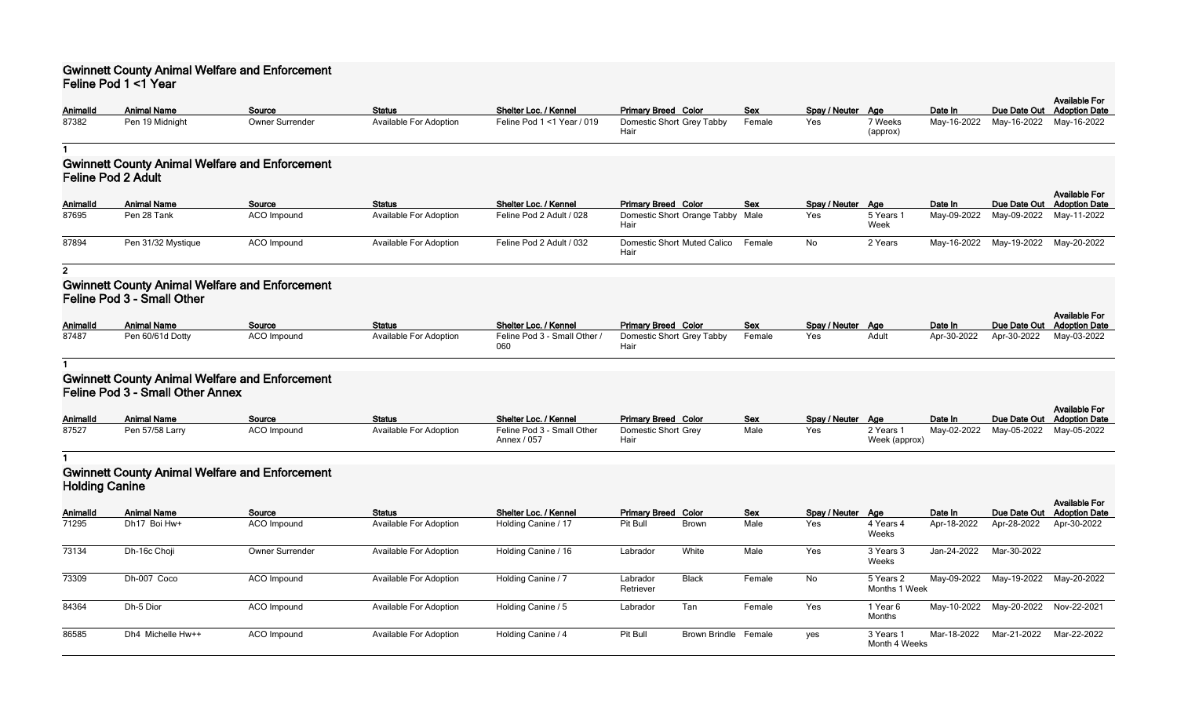## Gwinnett County Animal Welfare and Enforcement
### Feline Pod 1 <1 Year

| AnimalId | Animal Name | Source | Status | Shelter Loc. / Kennel | Primary Breed | Color | Sex | Spay / Neuter | Age | Date In | Due Date Out | Available For Adoption Date |
|---|---|---|---|---|---|---|---|---|---|---|---|---|
| 87382 | Pen 19 Midnight | Owner Surrender | Available For Adoption | Feline Pod 1 <1 Year / 019 | Domestic Short Hair | Grey Tabby | Female | Yes | 7 Weeks (approx) | May-16-2022 | May-16-2022 | May-16-2022 |

**1**

## Gwinnett County Animal Welfare and Enforcement
### Feline Pod 2 Adult

| AnimalId | Animal Name | Source | Status | Shelter Loc. / Kennel | Primary Breed | Color | Sex | Spay / Neuter | Age | Date In | Due Date Out | Available For Adoption Date |
|---|---|---|---|---|---|---|---|---|---|---|---|---|
| 87695 | Pen 28 Tank | ACO Impound | Available For Adoption | Feline Pod 2 Adult / 028 | Domestic Short Hair | Orange Tabby | Male | Yes | 5 Years 1 Week | May-09-2022 | May-09-2022 | May-11-2022 |
| 87894 | Pen 31/32 Mystique | ACO Impound | Available For Adoption | Feline Pod 2 Adult / 032 | Domestic Short Hair | Muted Calico | Female | No | 2 Years | May-16-2022 | May-19-2022 | May-20-2022 |

**2**

## Gwinnett County Animal Welfare and Enforcement
### Feline Pod 3 - Small Other

| AnimalId | Animal Name | Source | Status | Shelter Loc. / Kennel | Primary Breed | Color | Sex | Spay / Neuter | Age | Date In | Due Date Out | Available For Adoption Date |
|---|---|---|---|---|---|---|---|---|---|---|---|---|
| 87487 | Pen 60/61d Dotty | ACO Impound | Available For Adoption | Feline Pod 3 - Small Other / 060 | Domestic Short Hair | Grey Tabby | Female | Yes | Adult | Apr-30-2022 | Apr-30-2022 | May-03-2022 |

**1**

## Gwinnett County Animal Welfare and Enforcement
### Feline Pod 3 - Small Other Annex

| AnimalId | Animal Name | Source | Status | Shelter Loc. / Kennel | Primary Breed | Color | Sex | Spay / Neuter | Age | Date In | Due Date Out | Available For Adoption Date |
|---|---|---|---|---|---|---|---|---|---|---|---|---|
| 87527 | Pen 57/58 Larry | ACO Impound | Available For Adoption | Feline Pod 3 - Small Other Annex / 057 | Domestic Short Hair | Grey | Male | Yes | 2 Years 1 Week (approx) | May-02-2022 | May-05-2022 | May-05-2022 |

**1**

## Gwinnett County Animal Welfare and Enforcement
### Holding Canine

| AnimalId | Animal Name | Source | Status | Shelter Loc. / Kennel | Primary Breed | Color | Sex | Spay / Neuter | Age | Date In | Due Date Out | Available For Adoption Date |
|---|---|---|---|---|---|---|---|---|---|---|---|---|
| 71295 | Dh17 Boi Hw+ | ACO Impound | Available For Adoption | Holding Canine / 17 | Pit Bull | Brown | Male | Yes | 4 Years 4 Weeks | Apr-18-2022 | Apr-28-2022 | Apr-30-2022 |
| 73134 | Dh-16c Choji | Owner Surrender | Available For Adoption | Holding Canine / 16 | Labrador | White | Male | Yes | 3 Years 3 Weeks | Jan-24-2022 | Mar-30-2022 | |
| 73309 | Dh-007 Coco | ACO Impound | Available For Adoption | Holding Canine / 7 | Labrador Retriever | Black | Female | No | 5 Years 2 Months 1 Week | May-09-2022 | May-19-2022 | May-20-2022 |
| 84364 | Dh-5 Dior | ACO Impound | Available For Adoption | Holding Canine / 5 | Labrador | Tan | Female | Yes | 1 Year 6 Months | May-10-2022 | May-20-2022 | Nov-22-2021 |
| 86585 | Dh4 Michelle Hw++ | ACO Impound | Available For Adoption | Holding Canine / 4 | Pit Bull | Brown Brindle | Female | yes | 3 Years 1 Month 4 Weeks | Mar-18-2022 | Mar-21-2022 | Mar-22-2022 |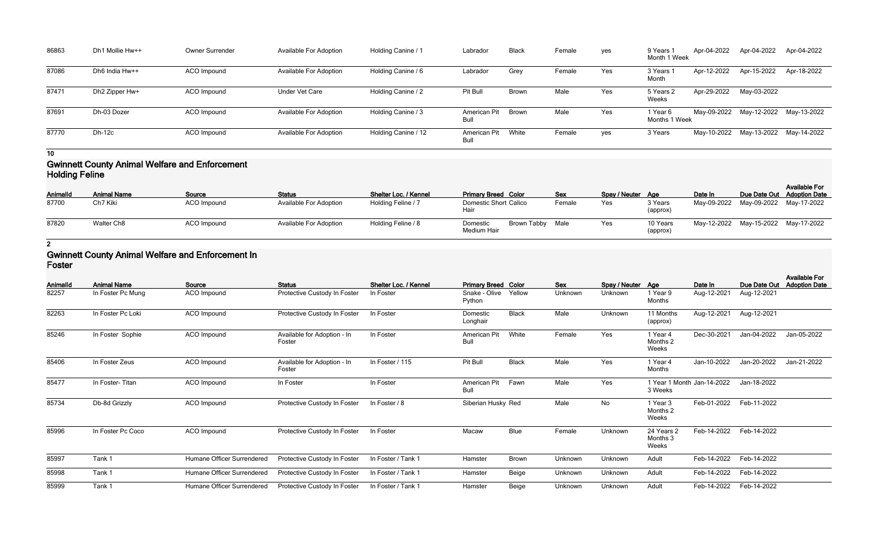| | | | | | | | | | | | | | |
|---|---|---|---|---|---|---|---|---|---|---|---|---|---|
| 86863 | Dh1 Mollie Hw++ | Owner Surrender | Available For Adoption | Holding Canine / 1 | Labrador | Black | Female | yes | 9 Years 1 Month 1 Week | Apr-04-2022 | Apr-04-2022 | Apr-04-2022 |
| 87086 | Dh6 India Hw++ | ACO Impound | Available For Adoption | Holding Canine / 6 | Labrador | Grey | Female | Yes | 3 Years 1 Month | Apr-12-2022 | Apr-15-2022 | Apr-18-2022 |
| 87471 | Dh2 Zipper Hw+ | ACO Impound | Under Vet Care | Holding Canine / 2 | Pit Bull | Brown | Male | Yes | 5 Years 2 Weeks | Apr-29-2022 | May-03-2022 | |
| 87691 | Dh-03 Dozer | ACO Impound | Available For Adoption | Holding Canine / 3 | American Pit Bull | Brown | Male | Yes | 1 Year 6 Months 1 Week | May-09-2022 | May-12-2022 | May-13-2022 |
| 87770 | Dh-12c | ACO Impound | Available For Adoption | Holding Canine / 12 | American Pit Bull | White | Female | yes | 3 Years | May-10-2022 | May-13-2022 | May-14-2022 |

**10**

## Gwinnett County Animal Welfare and Enforcement Holding Feline

| AnimalId | Animal Name | Source | Status | Shelter Loc. / Kennel | Primary Breed | Color | Sex | Spay / Neuter | Age | Date In | Due Date Out | Available For Adoption Date |
|---|---|---|---|---|---|---|---|---|---|---|---|---|
| 87700 | Ch7 Kiki | ACO Impound | Available For Adoption | Holding Feline / 7 | Domestic Short Hair | Calico | Female | Yes | 3 Years (approx) | May-09-2022 | May-09-2022 | May-17-2022 |
| 87820 | Walter Ch8 | ACO Impound | Available For Adoption | Holding Feline / 8 | Domestic Medium Hair | Brown Tabby | Male | Yes | 10 Years (approx) | May-12-2022 | May-15-2022 | May-17-2022 |

**2**

## Gwinnett County Animal Welfare and Enforcement In Foster

| AnimalId | Animal Name | Source | Status | Shelter Loc. / Kennel | Primary Breed | Color | Sex | Spay / Neuter | Age | Date In | Due Date Out | Available For Adoption Date |
|---|---|---|---|---|---|---|---|---|---|---|---|---|
| 82257 | In Foster Pc Mung | ACO Impound | Protective Custody In Foster | In Foster | Snake - Olive Python | Yellow | Unknown | Unknown | 1 Year 9 Months | Aug-12-2021 | Aug-12-2021 | |
| 82263 | In Foster Pc Loki | ACO Impound | Protective Custody In Foster | In Foster | Domestic Longhair | Black | Male | Unknown | 11 Months (approx) | Aug-12-2021 | Aug-12-2021 | |
| 85246 | In Foster Sophie | ACO Impound | Available for Adoption - In Foster | In Foster | American Pit Bull | White | Female | Yes | 1 Year 4 Months 2 Weeks | Dec-30-2021 | Jan-04-2022 | Jan-05-2022 |
| 85406 | In Foster Zeus | ACO Impound | Available for Adoption - In Foster | In Foster / 115 | Pit Bull | Black | Male | Yes | 1 Year 4 Months | Jan-10-2022 | Jan-20-2022 | Jan-21-2022 |
| 85477 | In Foster- Titan | ACO Impound | In Foster | In Foster | American Pit Bull | Fawn | Male | Yes | 1 Year 1 Month 3 Weeks | Jan-14-2022 | Jan-18-2022 | |
| 85734 | Db-8d Grizzly | ACO Impound | Protective Custody In Foster | In Foster / 8 | Siberian Husky | Red | Male | No | 1 Year 3 Months 2 Weeks | Feb-01-2022 | Feb-11-2022 | |
| 85996 | In Foster Pc Coco | ACO Impound | Protective Custody In Foster | In Foster | Macaw | Blue | Female | Unknown | 24 Years 2 Months 3 Weeks | Feb-14-2022 | Feb-14-2022 | |
| 85997 | Tank 1 | Humane Officer Surrendered | Protective Custody In Foster | In Foster / Tank 1 | Hamster | Brown | Unknown | Unknown | Adult | Feb-14-2022 | Feb-14-2022 | |
| 85998 | Tank 1 | Humane Officer Surrendered | Protective Custody In Foster | In Foster / Tank 1 | Hamster | Beige | Unknown | Unknown | Adult | Feb-14-2022 | Feb-14-2022 | |
| 85999 | Tank 1 | Humane Officer Surrendered | Protective Custody In Foster | In Foster / Tank 1 | Hamster | Beige | Unknown | Unknown | Adult | Feb-14-2022 | Feb-14-2022 | |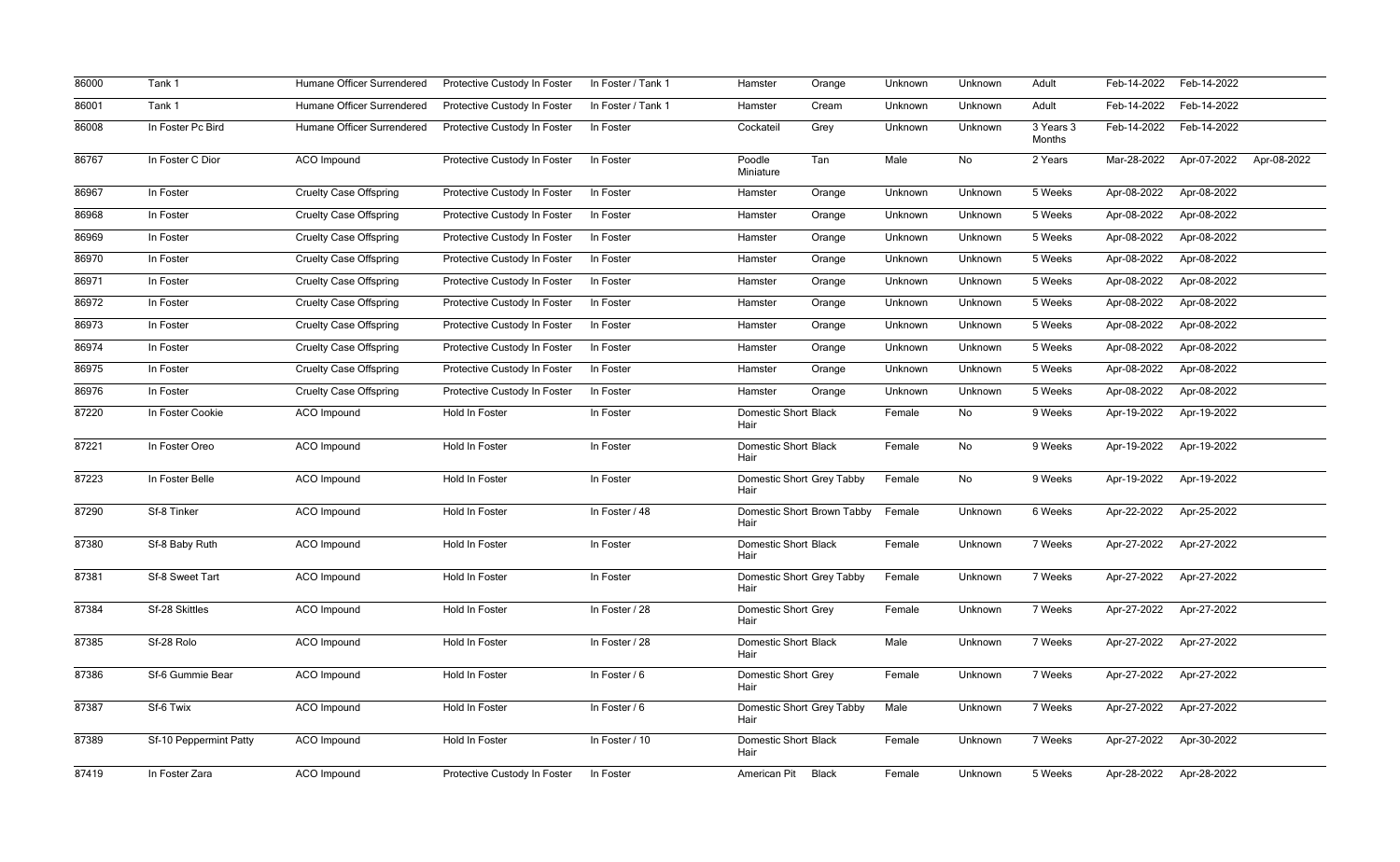| | | | | | | | | | | | | | |
|---|---|---|---|---|---|---|---|---|---|---|---|---|---|
| 86000 | Tank 1 | Humane Officer Surrendered | Protective Custody In Foster | In Foster / Tank 1 | Hamster | Orange | Unknown | Unknown | Adult | Feb-14-2022 | Feb-14-2022 | |
| 86001 | Tank 1 | Humane Officer Surrendered | Protective Custody In Foster | In Foster / Tank 1 | Hamster | Cream | Unknown | Unknown | Adult | Feb-14-2022 | Feb-14-2022 | |
| 86008 | In Foster Pc Bird | Humane Officer Surrendered | Protective Custody In Foster | In Foster | Cockateil | Grey | Unknown | Unknown | 3 Years 3 Months | Feb-14-2022 | Feb-14-2022 | |
| 86767 | In Foster C Dior | ACO Impound | Protective Custody In Foster | In Foster | Poodle Miniature | Tan | Male | No | 2 Years | Mar-28-2022 | Apr-07-2022 | Apr-08-2022 |
| 86967 | In Foster | Cruelty Case Offspring | Protective Custody In Foster | In Foster | Hamster | Orange | Unknown | Unknown | 5 Weeks | Apr-08-2022 | Apr-08-2022 | |
| 86968 | In Foster | Cruelty Case Offspring | Protective Custody In Foster | In Foster | Hamster | Orange | Unknown | Unknown | 5 Weeks | Apr-08-2022 | Apr-08-2022 | |
| 86969 | In Foster | Cruelty Case Offspring | Protective Custody In Foster | In Foster | Hamster | Orange | Unknown | Unknown | 5 Weeks | Apr-08-2022 | Apr-08-2022 | |
| 86970 | In Foster | Cruelty Case Offspring | Protective Custody In Foster | In Foster | Hamster | Orange | Unknown | Unknown | 5 Weeks | Apr-08-2022 | Apr-08-2022 | |
| 86971 | In Foster | Cruelty Case Offspring | Protective Custody In Foster | In Foster | Hamster | Orange | Unknown | Unknown | 5 Weeks | Apr-08-2022 | Apr-08-2022 | |
| 86972 | In Foster | Cruelty Case Offspring | Protective Custody In Foster | In Foster | Hamster | Orange | Unknown | Unknown | 5 Weeks | Apr-08-2022 | Apr-08-2022 | |
| 86973 | In Foster | Cruelty Case Offspring | Protective Custody In Foster | In Foster | Hamster | Orange | Unknown | Unknown | 5 Weeks | Apr-08-2022 | Apr-08-2022 | |
| 86974 | In Foster | Cruelty Case Offspring | Protective Custody In Foster | In Foster | Hamster | Orange | Unknown | Unknown | 5 Weeks | Apr-08-2022 | Apr-08-2022 | |
| 86975 | In Foster | Cruelty Case Offspring | Protective Custody In Foster | In Foster | Hamster | Orange | Unknown | Unknown | 5 Weeks | Apr-08-2022 | Apr-08-2022 | |
| 86976 | In Foster | Cruelty Case Offspring | Protective Custody In Foster | In Foster | Hamster | Orange | Unknown | Unknown | 5 Weeks | Apr-08-2022 | Apr-08-2022 | |
| 87220 | In Foster Cookie | ACO Impound | Hold In Foster | In Foster | Domestic Short Hair | Black | Female | No | 9 Weeks | Apr-19-2022 | Apr-19-2022 | |
| 87221 | In Foster Oreo | ACO Impound | Hold In Foster | In Foster | Domestic Short Hair | Black | Female | No | 9 Weeks | Apr-19-2022 | Apr-19-2022 | |
| 87223 | In Foster Belle | ACO Impound | Hold In Foster | In Foster | Domestic Short Hair | Grey Tabby | Female | No | 9 Weeks | Apr-19-2022 | Apr-19-2022 | |
| 87290 | Sf-8 Tinker | ACO Impound | Hold In Foster | In Foster / 48 | Domestic Short Hair | Brown Tabby | Female | Unknown | 6 Weeks | Apr-22-2022 | Apr-25-2022 | |
| 87380 | Sf-8 Baby Ruth | ACO Impound | Hold In Foster | In Foster | Domestic Short Hair | Black | Female | Unknown | 7 Weeks | Apr-27-2022 | Apr-27-2022 | |
| 87381 | Sf-8 Sweet Tart | ACO Impound | Hold In Foster | In Foster | Domestic Short Hair | Grey Tabby | Female | Unknown | 7 Weeks | Apr-27-2022 | Apr-27-2022 | |
| 87384 | Sf-28 Skittles | ACO Impound | Hold In Foster | In Foster / 28 | Domestic Short Hair | Grey | Female | Unknown | 7 Weeks | Apr-27-2022 | Apr-27-2022 | |
| 87385 | Sf-28 Rolo | ACO Impound | Hold In Foster | In Foster / 28 | Domestic Short Hair | Black | Male | Unknown | 7 Weeks | Apr-27-2022 | Apr-27-2022 | |
| 87386 | Sf-6 Gummie Bear | ACO Impound | Hold In Foster | In Foster / 6 | Domestic Short Hair | Grey | Female | Unknown | 7 Weeks | Apr-27-2022 | Apr-27-2022 | |
| 87387 | Sf-6 Twix | ACO Impound | Hold In Foster | In Foster / 6 | Domestic Short Hair | Grey Tabby | Male | Unknown | 7 Weeks | Apr-27-2022 | Apr-27-2022 | |
| 87389 | Sf-10 Peppermint Patty | ACO Impound | Hold In Foster | In Foster / 10 | Domestic Short Hair | Black | Female | Unknown | 7 Weeks | Apr-27-2022 | Apr-30-2022 | |
| 87419 | In Foster Zara | ACO Impound | Protective Custody In Foster | In Foster | American Pit | Black | Female | Unknown | 5 Weeks | Apr-28-2022 | Apr-28-2022 | |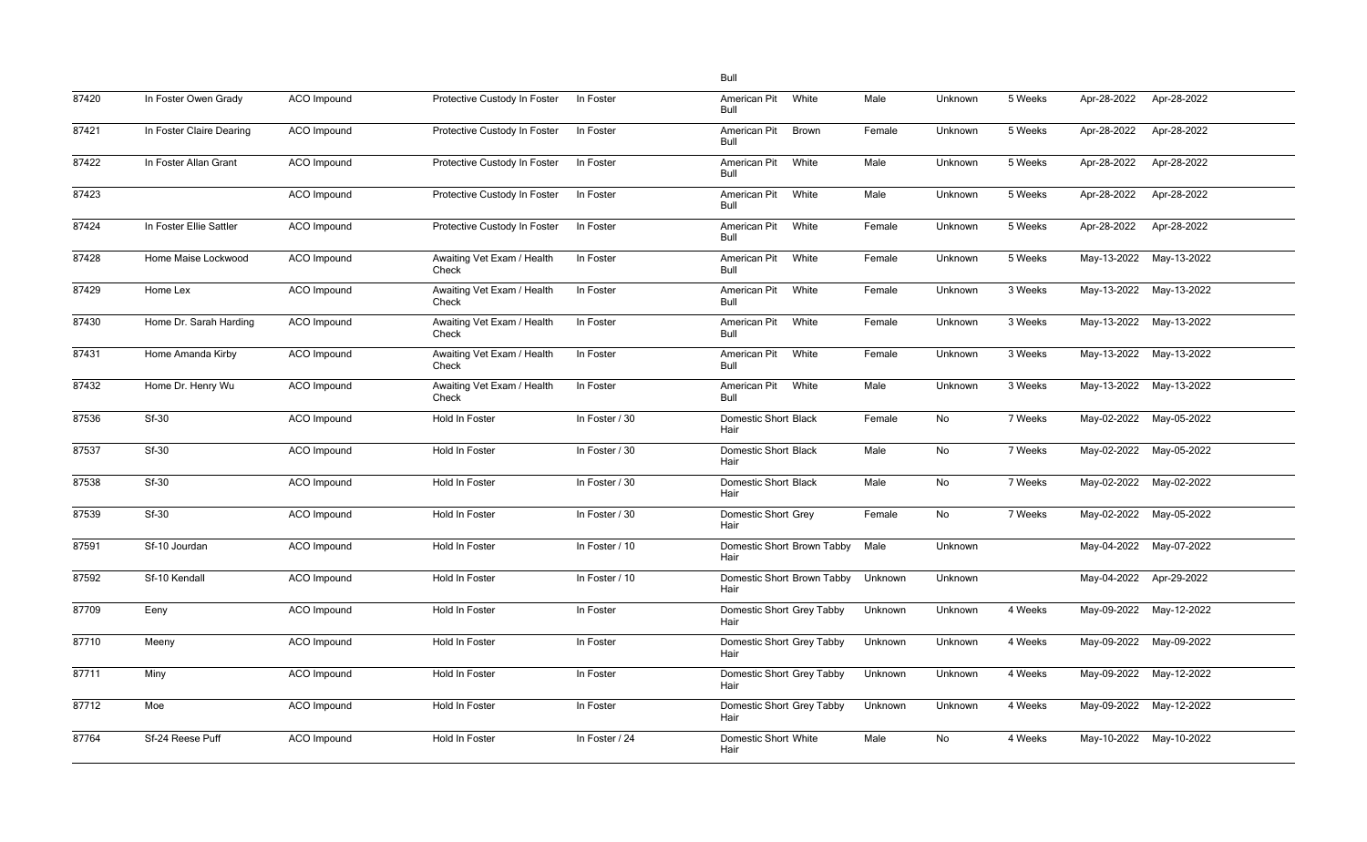| | | | | | | | | | | | | |
|---|---|---|---|---|---|---|---|---|---|---|---|---|
| | | | | | Bull | | | | | | | |
| 87420 | In Foster Owen Grady | ACO Impound | Protective Custody In Foster | In Foster | American Pit Bull | White | Male | Unknown | 5 Weeks | Apr-28-2022 | Apr-28-2022 |
| 87421 | In Foster Claire Dearing | ACO Impound | Protective Custody In Foster | In Foster | American Pit Bull | Brown | Female | Unknown | 5 Weeks | Apr-28-2022 | Apr-28-2022 |
| 87422 | In Foster Allan Grant | ACO Impound | Protective Custody In Foster | In Foster | American Pit Bull | White | Male | Unknown | 5 Weeks | Apr-28-2022 | Apr-28-2022 |
| 87423 | | ACO Impound | Protective Custody In Foster | In Foster | American Pit Bull | White | Male | Unknown | 5 Weeks | Apr-28-2022 | Apr-28-2022 |
| 87424 | In Foster Ellie Sattler | ACO Impound | Protective Custody In Foster | In Foster | American Pit Bull | White | Female | Unknown | 5 Weeks | Apr-28-2022 | Apr-28-2022 |
| 87428 | Home Maise Lockwood | ACO Impound | Awaiting Vet Exam / Health Check | In Foster | American Pit Bull | White | Female | Unknown | 5 Weeks | May-13-2022 | May-13-2022 |
| 87429 | Home Lex | ACO Impound | Awaiting Vet Exam / Health Check | In Foster | American Pit Bull | White | Female | Unknown | 3 Weeks | May-13-2022 | May-13-2022 |
| 87430 | Home Dr. Sarah Harding | ACO Impound | Awaiting Vet Exam / Health Check | In Foster | American Pit Bull | White | Female | Unknown | 3 Weeks | May-13-2022 | May-13-2022 |
| 87431 | Home Amanda Kirby | ACO Impound | Awaiting Vet Exam / Health Check | In Foster | American Pit Bull | White | Female | Unknown | 3 Weeks | May-13-2022 | May-13-2022 |
| 87432 | Home Dr. Henry Wu | ACO Impound | Awaiting Vet Exam / Health Check | In Foster | American Pit Bull | White | Male | Unknown | 3 Weeks | May-13-2022 | May-13-2022 |
| 87536 | Sf-30 | ACO Impound | Hold In Foster | In Foster / 30 | Domestic Short Hair | Black | Female | No | 7 Weeks | May-02-2022 | May-05-2022 |
| 87537 | Sf-30 | ACO Impound | Hold In Foster | In Foster / 30 | Domestic Short Hair | Black | Male | No | 7 Weeks | May-02-2022 | May-05-2022 |
| 87538 | Sf-30 | ACO Impound | Hold In Foster | In Foster / 30 | Domestic Short Hair | Black | Male | No | 7 Weeks | May-02-2022 | May-02-2022 |
| 87539 | Sf-30 | ACO Impound | Hold In Foster | In Foster / 30 | Domestic Short Hair | Grey | Female | No | 7 Weeks | May-02-2022 | May-05-2022 |
| 87591 | Sf-10 Jourdan | ACO Impound | Hold In Foster | In Foster / 10 | Domestic Short Hair | Brown Tabby | Male | Unknown | | May-04-2022 | May-07-2022 |
| 87592 | Sf-10 Kendall | ACO Impound | Hold In Foster | In Foster / 10 | Domestic Short Hair | Brown Tabby | Unknown | Unknown | | May-04-2022 | Apr-29-2022 |
| 87709 | Eeny | ACO Impound | Hold In Foster | In Foster | Domestic Short Hair | Grey Tabby | Unknown | Unknown | 4 Weeks | May-09-2022 | May-12-2022 |
| 87710 | Meeny | ACO Impound | Hold In Foster | In Foster | Domestic Short Hair | Grey Tabby | Unknown | Unknown | 4 Weeks | May-09-2022 | May-09-2022 |
| 87711 | Miny | ACO Impound | Hold In Foster | In Foster | Domestic Short Hair | Grey Tabby | Unknown | Unknown | 4 Weeks | May-09-2022 | May-12-2022 |
| 87712 | Moe | ACO Impound | Hold In Foster | In Foster | Domestic Short Hair | Grey Tabby | Unknown | Unknown | 4 Weeks | May-09-2022 | May-12-2022 |
| 87764 | Sf-24 Reese Puff | ACO Impound | Hold In Foster | In Foster / 24 | Domestic Short Hair | White | Male | No | 4 Weeks | May-10-2022 | May-10-2022 |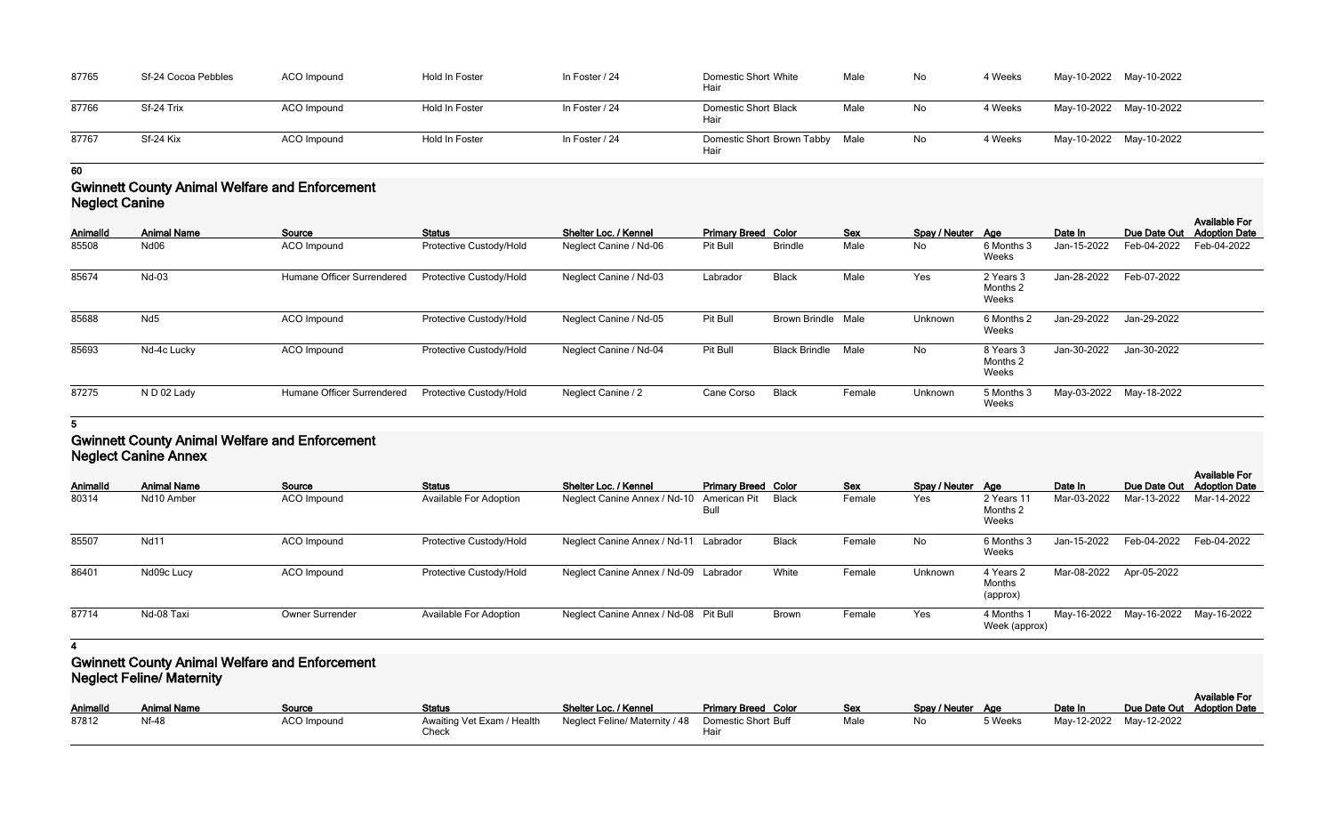| | | | | | | | | | | | | | |
|---|---|---|---|---|---|---|---|---|---|---|---|---|---|
| 87765 | Sf-24 Cocoa Pebbles | ACO Impound | Hold In Foster | In Foster / 24 | Domestic Short Hair | White | Male | No | 4 Weeks | May-10-2022 | May-10-2022 | |
| 87766 | Sf-24 Trix | ACO Impound | Hold In Foster | In Foster / 24 | Domestic Short Hair | Black | Male | No | 4 Weeks | May-10-2022 | May-10-2022 | |
| 87767 | Sf-24 Kix | ACO Impound | Hold In Foster | In Foster / 24 | Domestic Short Hair | Brown Tabby | Male | No | 4 Weeks | May-10-2022 | May-10-2022 | |

**60**

## Gwinnett County Animal Welfare and Enforcement
### Neglect Canine

| AnimalId | Animal Name | Source | Status | Shelter Loc. / Kennel | Primary Breed | Color | Sex | Spay / Neuter | Age | Date In | Due Date Out | Available For Adoption Date |
|---|---|---|---|---|---|---|---|---|---|---|---|---|
| 85508 | Nd06 | ACO Impound | Protective Custody/Hold | Neglect Canine / Nd-06 | Pit Bull | Brindle | Male | No | 6 Months 3 Weeks | Jan-15-2022 | Feb-04-2022 | Feb-04-2022 |
| 85674 | Nd-03 | Humane Officer Surrendered | Protective Custody/Hold | Neglect Canine / Nd-03 | Labrador | Black | Male | Yes | 2 Years 3 Months 2 Weeks | Jan-28-2022 | Feb-07-2022 | |
| 85688 | Nd5 | ACO Impound | Protective Custody/Hold | Neglect Canine / Nd-05 | Pit Bull | Brown Brindle | Male | Unknown | 6 Months 2 Weeks | Jan-29-2022 | Jan-29-2022 | |
| 85693 | Nd-4c Lucky | ACO Impound | Protective Custody/Hold | Neglect Canine / Nd-04 | Pit Bull | Black Brindle | Male | No | 8 Years 3 Months 2 Weeks | Jan-30-2022 | Jan-30-2022 | |
| 87275 | N D 02 Lady | Humane Officer Surrendered | Protective Custody/Hold | Neglect Canine / 2 | Cane Corso | Black | Female | Unknown | 5 Months 3 Weeks | May-03-2022 | May-18-2022 | |

**5**

## Gwinnett County Animal Welfare and Enforcement
### Neglect Canine Annex

| AnimalId | Animal Name | Source | Status | Shelter Loc. / Kennel | Primary Breed | Color | Sex | Spay / Neuter | Age | Date In | Due Date Out | Available For Adoption Date |
|---|---|---|---|---|---|---|---|---|---|---|---|---|
| 80314 | Nd10 Amber | ACO Impound | Available For Adoption | Neglect Canine Annex / Nd-10 | American Pit Bull | Black | Female | Yes | 2 Years 11 Months 2 Weeks | Mar-03-2022 | Mar-13-2022 | Mar-14-2022 |
| 85507 | Nd11 | ACO Impound | Protective Custody/Hold | Neglect Canine Annex / Nd-11 | Labrador | Black | Female | No | 6 Months 3 Weeks | Jan-15-2022 | Feb-04-2022 | Feb-04-2022 |
| 86401 | Nd09c Lucy | ACO Impound | Protective Custody/Hold | Neglect Canine Annex / Nd-09 | Labrador | White | Female | Unknown | 4 Years 2 Months (approx) | Mar-08-2022 | Apr-05-2022 | |
| 87714 | Nd-08 Taxi | Owner Surrender | Available For Adoption | Neglect Canine Annex / Nd-08 | Pit Bull | Brown | Female | Yes | 4 Months 1 Week (approx) | May-16-2022 | May-16-2022 | May-16-2022 |

**4**

## Gwinnett County Animal Welfare and Enforcement
### Neglect Feline/ Maternity

| AnimalId | Animal Name | Source | Status | Shelter Loc. / Kennel | Primary Breed | Color | Sex | Spay / Neuter | Age | Date In | Due Date Out | Available For Adoption Date |
|---|---|---|---|---|---|---|---|---|---|---|---|---|
| 87812 | Nf-48 | ACO Impound | Awaiting Vet Exam / Health Check | Neglect Feline/ Maternity / 48 | Domestic Short Hair | Buff | Male | No | 5 Weeks | May-12-2022 | May-12-2022 | |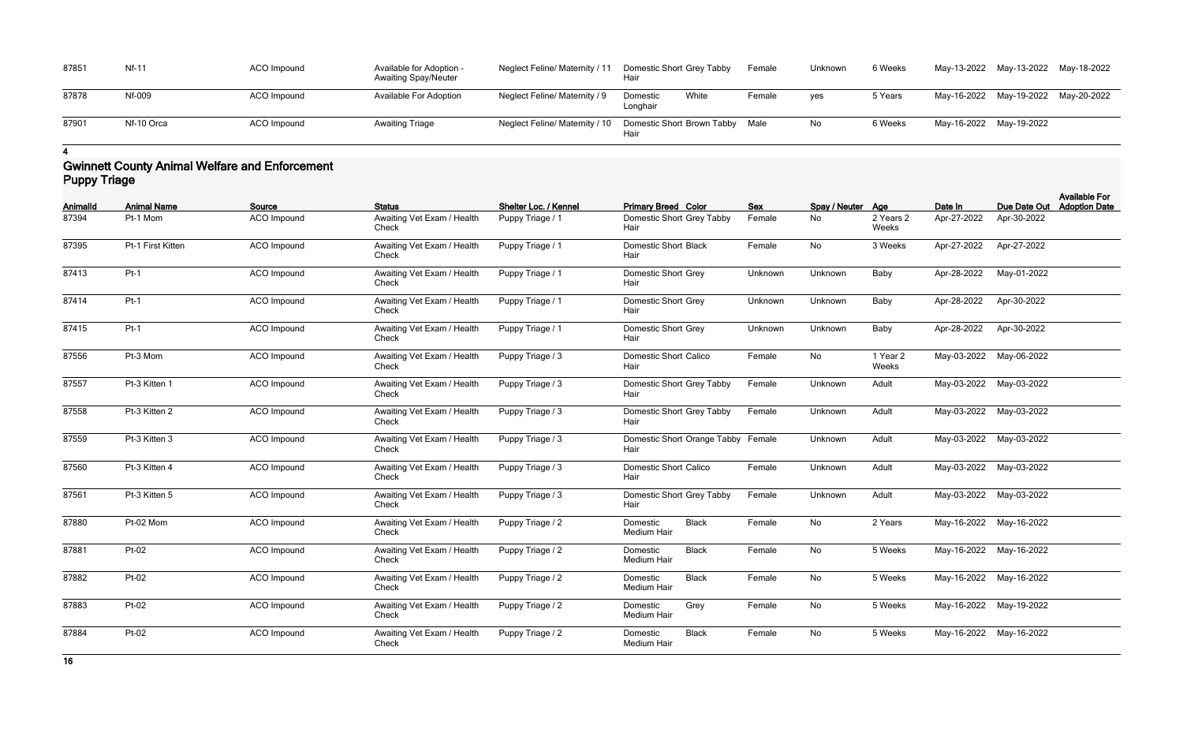| | | | | | | | | | | | | |
|---|---|---|---|---|---|---|---|---|---|---|---|---|
| 87851 | Nf-11 | ACO Impound | Available for Adoption - Awaiting Spay/Neuter | Neglect Feline/ Maternity / 11 | Domestic Short Hair | Grey Tabby | Female | Unknown | 6 Weeks | May-13-2022 | May-13-2022 | May-18-2022 |
| 87878 | Nf-009 | ACO Impound | Available For Adoption | Neglect Feline/ Maternity / 9 | Domestic Longhair | White | Female | yes | 5 Years | May-16-2022 | May-19-2022 | May-20-2022 |
| 87901 | Nf-10 Orca | ACO Impound | Awaiting Triage | Neglect Feline/ Maternity / 10 | Domestic Short Hair | Brown Tabby | Male | No | 6 Weeks | May-16-2022 | May-19-2022 | |

**4**

## Gwinnett County Animal Welfare and Enforcement
### Puppy Triage

| AnimalId | Animal Name | Source | Status | Shelter Loc. / Kennel | Primary Breed | Color | Sex | Spay / Neuter | Age | Date In | Due Date Out | Available For Adoption Date |
|---|---|---|---|---|---|---|---|---|---|---|---|---|
| 87394 | Pt-1 Mom | ACO Impound | Awaiting Vet Exam / Health Check | Puppy Triage / 1 | Domestic Short Hair | Grey Tabby | Female | No | 2 Years 2 Weeks | Apr-27-2022 | Apr-30-2022 | |
| 87395 | Pt-1 First Kitten | ACO Impound | Awaiting Vet Exam / Health Check | Puppy Triage / 1 | Domestic Short Hair | Black | Female | No | 3 Weeks | Apr-27-2022 | Apr-27-2022 | |
| 87413 | Pt-1 | ACO Impound | Awaiting Vet Exam / Health Check | Puppy Triage / 1 | Domestic Short Hair | Grey | Unknown | Unknown | Baby | Apr-28-2022 | May-01-2022 | |
| 87414 | Pt-1 | ACO Impound | Awaiting Vet Exam / Health Check | Puppy Triage / 1 | Domestic Short Hair | Grey | Unknown | Unknown | Baby | Apr-28-2022 | Apr-30-2022 | |
| 87415 | Pt-1 | ACO Impound | Awaiting Vet Exam / Health Check | Puppy Triage / 1 | Domestic Short Hair | Grey | Unknown | Unknown | Baby | Apr-28-2022 | Apr-30-2022 | |
| 87556 | Pt-3 Mom | ACO Impound | Awaiting Vet Exam / Health Check | Puppy Triage / 3 | Domestic Short Hair | Calico | Female | No | 1 Year 2 Weeks | May-03-2022 | May-06-2022 | |
| 87557 | Pt-3 Kitten 1 | ACO Impound | Awaiting Vet Exam / Health Check | Puppy Triage / 3 | Domestic Short Hair | Grey Tabby | Female | Unknown | Adult | May-03-2022 | May-03-2022 | |
| 87558 | Pt-3 Kitten 2 | ACO Impound | Awaiting Vet Exam / Health Check | Puppy Triage / 3 | Domestic Short Hair | Grey Tabby | Female | Unknown | Adult | May-03-2022 | May-03-2022 | |
| 87559 | Pt-3 Kitten 3 | ACO Impound | Awaiting Vet Exam / Health Check | Puppy Triage / 3 | Domestic Short Hair | Orange Tabby | Female | Unknown | Adult | May-03-2022 | May-03-2022 | |
| 87560 | Pt-3 Kitten 4 | ACO Impound | Awaiting Vet Exam / Health Check | Puppy Triage / 3 | Domestic Short Hair | Calico | Female | Unknown | Adult | May-03-2022 | May-03-2022 | |
| 87561 | Pt-3 Kitten 5 | ACO Impound | Awaiting Vet Exam / Health Check | Puppy Triage / 3 | Domestic Short Hair | Grey Tabby | Female | Unknown | Adult | May-03-2022 | May-03-2022 | |
| 87880 | Pt-02 Mom | ACO Impound | Awaiting Vet Exam / Health Check | Puppy Triage / 2 | Domestic Medium Hair | Black | Female | No | 2 Years | May-16-2022 | May-16-2022 | |
| 87881 | Pt-02 | ACO Impound | Awaiting Vet Exam / Health Check | Puppy Triage / 2 | Domestic Medium Hair | Black | Female | No | 5 Weeks | May-16-2022 | May-16-2022 | |
| 87882 | Pt-02 | ACO Impound | Awaiting Vet Exam / Health Check | Puppy Triage / 2 | Domestic Medium Hair | Black | Female | No | 5 Weeks | May-16-2022 | May-16-2022 | |
| 87883 | Pt-02 | ACO Impound | Awaiting Vet Exam / Health Check | Puppy Triage / 2 | Domestic Medium Hair | Grey | Female | No | 5 Weeks | May-16-2022 | May-19-2022 | |
| 87884 | Pt-02 | ACO Impound | Awaiting Vet Exam / Health Check | Puppy Triage / 2 | Domestic Medium Hair | Black | Female | No | 5 Weeks | May-16-2022 | May-16-2022 | |

**16**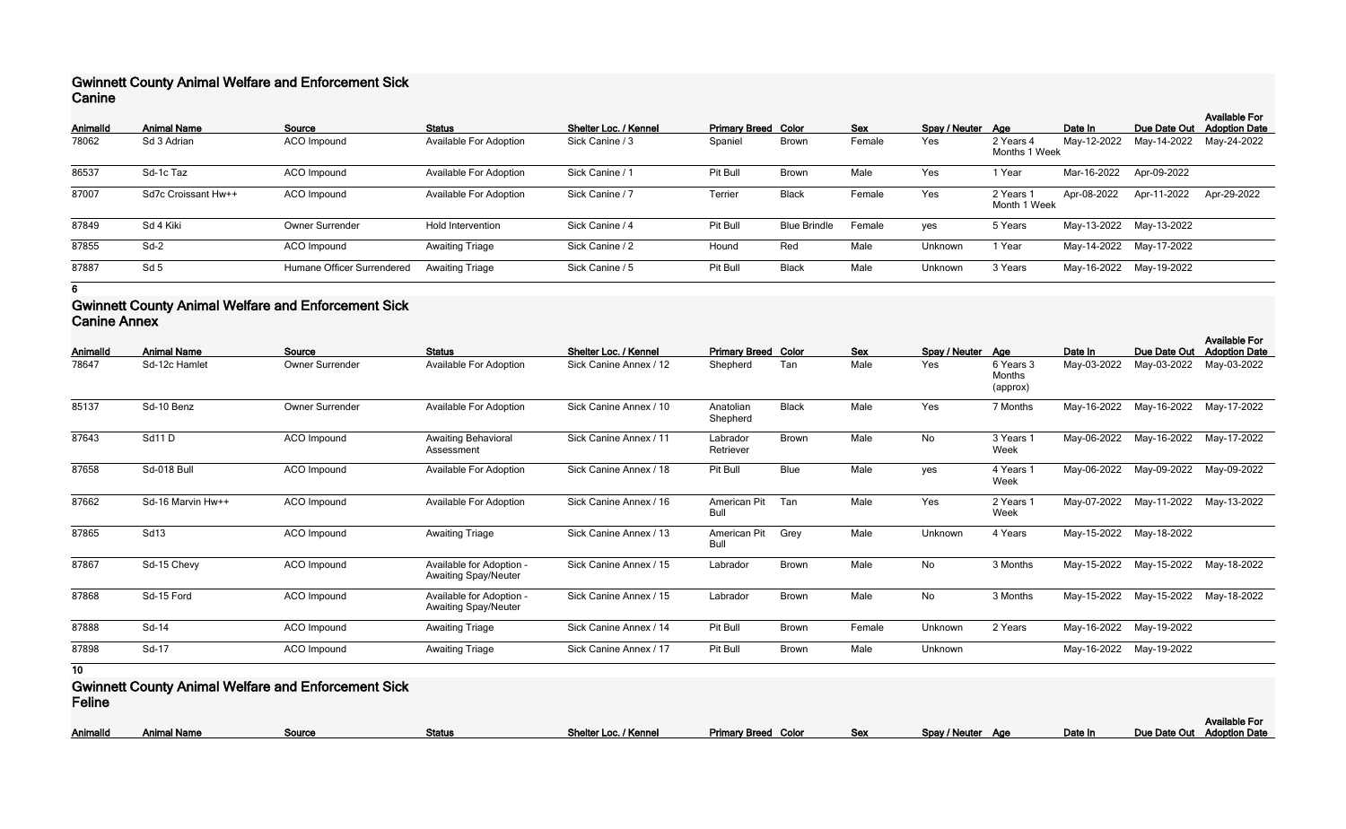## Gwinnett County Animal Welfare and Enforcement Sick Canine

| AnimalId | Animal Name | Source | Status | Shelter Loc. / Kennel | Primary Breed | Color | Sex | Spay / Neuter | Age | Date In | Due Date Out | Available For Adoption Date |
|---|---|---|---|---|---|---|---|---|---|---|---|---|
| 78062 | Sd 3 Adrian | ACO Impound | Available For Adoption | Sick Canine / 3 | Spaniel | Brown | Female | Yes | 2 Years 4 Months 1 Week | May-12-2022 | May-14-2022 | May-24-2022 |
| 86537 | Sd-1c Taz | ACO Impound | Available For Adoption | Sick Canine / 1 | Pit Bull | Brown | Male | Yes | 1 Year | Mar-16-2022 | Apr-09-2022 | |
| 87007 | Sd7c Croissant Hw++ | ACO Impound | Available For Adoption | Sick Canine / 7 | Terrier | Black | Female | Yes | 2 Years 1 Month 1 Week | Apr-08-2022 | Apr-11-2022 | Apr-29-2022 |
| 87849 | Sd 4 Kiki | Owner Surrender | Hold Intervention | Sick Canine / 4 | Pit Bull | Blue Brindle | Female | yes | 5 Years | May-13-2022 | May-13-2022 | |
| 87855 | Sd-2 | ACO Impound | Awaiting Triage | Sick Canine / 2 | Hound | Red | Male | Unknown | 1 Year | May-14-2022 | May-17-2022 | |
| 87887 | Sd 5 | Humane Officer Surrendered | Awaiting Triage | Sick Canine / 5 | Pit Bull | Black | Male | Unknown | 3 Years | May-16-2022 | May-19-2022 | |

**6**

## Gwinnett County Animal Welfare and Enforcement Sick Canine Annex

| AnimalId | Animal Name | Source | Status | Shelter Loc. / Kennel | Primary Breed | Color | Sex | Spay / Neuter | Age | Date In | Due Date Out | Available For Adoption Date |
|---|---|---|---|---|---|---|---|---|---|---|---|---|
| 78647 | Sd-12c Hamlet | Owner Surrender | Available For Adoption | Sick Canine Annex / 12 | Shepherd | Tan | Male | Yes | 6 Years 3 Months (approx) | May-03-2022 | May-03-2022 | May-03-2022 |
| 85137 | Sd-10 Benz | Owner Surrender | Available For Adoption | Sick Canine Annex / 10 | Anatolian Shepherd | Black | Male | Yes | 7 Months | May-16-2022 | May-16-2022 | May-17-2022 |
| 87643 | Sd11 D | ACO Impound | Awaiting Behavioral Assessment | Sick Canine Annex / 11 | Labrador Retriever | Brown | Male | No | 3 Years 1 Week | May-06-2022 | May-16-2022 | May-17-2022 |
| 87658 | Sd-018 Bull | ACO Impound | Available For Adoption | Sick Canine Annex / 18 | Pit Bull | Blue | Male | yes | 4 Years 1 Week | May-06-2022 | May-09-2022 | May-09-2022 |
| 87662 | Sd-16 Marvin Hw++ | ACO Impound | Available For Adoption | Sick Canine Annex / 16 | American Pit Bull | Tan | Male | Yes | 2 Years 1 Week | May-07-2022 | May-11-2022 | May-13-2022 |
| 87865 | Sd13 | ACO Impound | Awaiting Triage | Sick Canine Annex / 13 | American Pit Bull | Grey | Male | Unknown | 4 Years | May-15-2022 | May-18-2022 | |
| 87867 | Sd-15 Chevy | ACO Impound | Available for Adoption - Awaiting Spay/Neuter | Sick Canine Annex / 15 | Labrador | Brown | Male | No | 3 Months | May-15-2022 | May-15-2022 | May-18-2022 |
| 87868 | Sd-15 Ford | ACO Impound | Available for Adoption - Awaiting Spay/Neuter | Sick Canine Annex / 15 | Labrador | Brown | Male | No | 3 Months | May-15-2022 | May-15-2022 | May-18-2022 |
| 87888 | Sd-14 | ACO Impound | Awaiting Triage | Sick Canine Annex / 14 | Pit Bull | Brown | Female | Unknown | 2 Years | May-16-2022 | May-19-2022 | |
| 87898 | Sd-17 | ACO Impound | Awaiting Triage | Sick Canine Annex / 17 | Pit Bull | Brown | Male | Unknown | | May-16-2022 | May-19-2022 | |

**10**

## Gwinnett County Animal Welfare and Enforcement Sick Feline

| AnimalId | Animal Name | Source | Status | Shelter Loc. / Kennel | Primary Breed | Color | Sex | Spay / Neuter | Age | Date In | Due Date Out | Available For Adoption Date |
|---|---|---|---|---|---|---|---|---|---|---|---|---|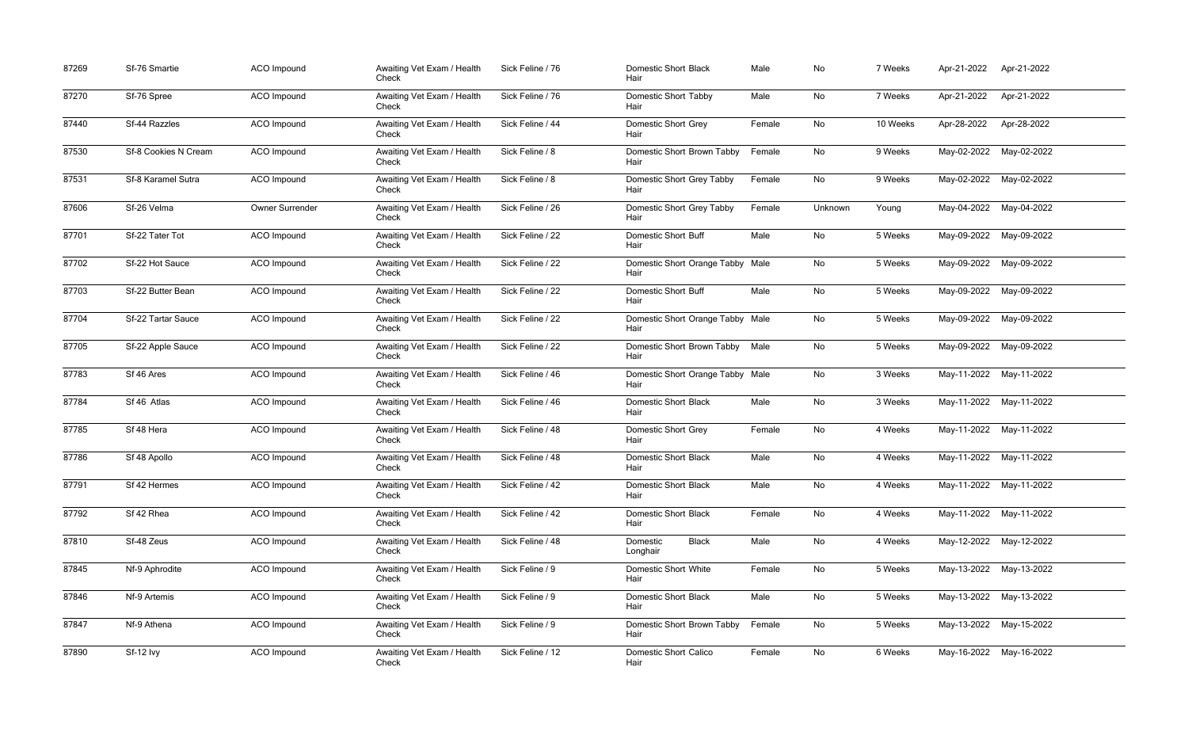| | | | | | | | | | | |
|---|---|---|---|---|---|---|---|---|---|---|
| 87269 | Sf-76 Smartie | ACO Impound | Awaiting Vet Exam / Health Check | Sick Feline / 76 | Domestic Short Black Hair | Male | No | 7 Weeks | Apr-21-2022 | Apr-21-2022 |
| 87270 | Sf-76 Spree | ACO Impound | Awaiting Vet Exam / Health Check | Sick Feline / 76 | Domestic Short Tabby Hair | Male | No | 7 Weeks | Apr-21-2022 | Apr-21-2022 |
| 87440 | Sf-44 Razzles | ACO Impound | Awaiting Vet Exam / Health Check | Sick Feline / 44 | Domestic Short Grey Hair | Female | No | 10 Weeks | Apr-28-2022 | Apr-28-2022 |
| 87530 | Sf-8 Cookies N Cream | ACO Impound | Awaiting Vet Exam / Health Check | Sick Feline / 8 | Domestic Short Brown Tabby Hair | Female | No | 9 Weeks | May-02-2022 | May-02-2022 |
| 87531 | Sf-8 Karamel Sutra | ACO Impound | Awaiting Vet Exam / Health Check | Sick Feline / 8 | Domestic Short Grey Tabby Hair | Female | No | 9 Weeks | May-02-2022 | May-02-2022 |
| 87606 | Sf-26 Velma | Owner Surrender | Awaiting Vet Exam / Health Check | Sick Feline / 26 | Domestic Short Grey Tabby Hair | Female | Unknown | Young | May-04-2022 | May-04-2022 |
| 87701 | Sf-22 Tater Tot | ACO Impound | Awaiting Vet Exam / Health Check | Sick Feline / 22 | Domestic Short Buff Hair | Male | No | 5 Weeks | May-09-2022 | May-09-2022 |
| 87702 | Sf-22 Hot Sauce | ACO Impound | Awaiting Vet Exam / Health Check | Sick Feline / 22 | Domestic Short Orange Tabby Hair | Male | No | 5 Weeks | May-09-2022 | May-09-2022 |
| 87703 | Sf-22 Butter Bean | ACO Impound | Awaiting Vet Exam / Health Check | Sick Feline / 22 | Domestic Short Buff Hair | Male | No | 5 Weeks | May-09-2022 | May-09-2022 |
| 87704 | Sf-22 Tartar Sauce | ACO Impound | Awaiting Vet Exam / Health Check | Sick Feline / 22 | Domestic Short Orange Tabby Hair | Male | No | 5 Weeks | May-09-2022 | May-09-2022 |
| 87705 | Sf-22 Apple Sauce | ACO Impound | Awaiting Vet Exam / Health Check | Sick Feline / 22 | Domestic Short Brown Tabby Hair | Male | No | 5 Weeks | May-09-2022 | May-09-2022 |
| 87783 | Sf 46 Ares | ACO Impound | Awaiting Vet Exam / Health Check | Sick Feline / 46 | Domestic Short Orange Tabby Hair | Male | No | 3 Weeks | May-11-2022 | May-11-2022 |
| 87784 | Sf 46 Atlas | ACO Impound | Awaiting Vet Exam / Health Check | Sick Feline / 46 | Domestic Short Black Hair | Male | No | 3 Weeks | May-11-2022 | May-11-2022 |
| 87785 | Sf 48 Hera | ACO Impound | Awaiting Vet Exam / Health Check | Sick Feline / 48 | Domestic Short Grey Hair | Female | No | 4 Weeks | May-11-2022 | May-11-2022 |
| 87786 | Sf 48 Apollo | ACO Impound | Awaiting Vet Exam / Health Check | Sick Feline / 48 | Domestic Short Black Hair | Male | No | 4 Weeks | May-11-2022 | May-11-2022 |
| 87791 | Sf 42 Hermes | ACO Impound | Awaiting Vet Exam / Health Check | Sick Feline / 42 | Domestic Short Black Hair | Male | No | 4 Weeks | May-11-2022 | May-11-2022 |
| 87792 | Sf 42 Rhea | ACO Impound | Awaiting Vet Exam / Health Check | Sick Feline / 42 | Domestic Short Black Hair | Female | No | 4 Weeks | May-11-2022 | May-11-2022 |
| 87810 | Sf-48 Zeus | ACO Impound | Awaiting Vet Exam / Health Check | Sick Feline / 48 | Domestic Black Longhair | Male | No | 4 Weeks | May-12-2022 | May-12-2022 |
| 87845 | Nf-9 Aphrodite | ACO Impound | Awaiting Vet Exam / Health Check | Sick Feline / 9 | Domestic Short White Hair | Female | No | 5 Weeks | May-13-2022 | May-13-2022 |
| 87846 | Nf-9 Artemis | ACO Impound | Awaiting Vet Exam / Health Check | Sick Feline / 9 | Domestic Short Black Hair | Male | No | 5 Weeks | May-13-2022 | May-13-2022 |
| 87847 | Nf-9 Athena | ACO Impound | Awaiting Vet Exam / Health Check | Sick Feline / 9 | Domestic Short Brown Tabby Hair | Female | No | 5 Weeks | May-13-2022 | May-15-2022 |
| 87890 | Sf-12 Ivy | ACO Impound | Awaiting Vet Exam / Health Check | Sick Feline / 12 | Domestic Short Calico Hair | Female | No | 6 Weeks | May-16-2022 | May-16-2022 |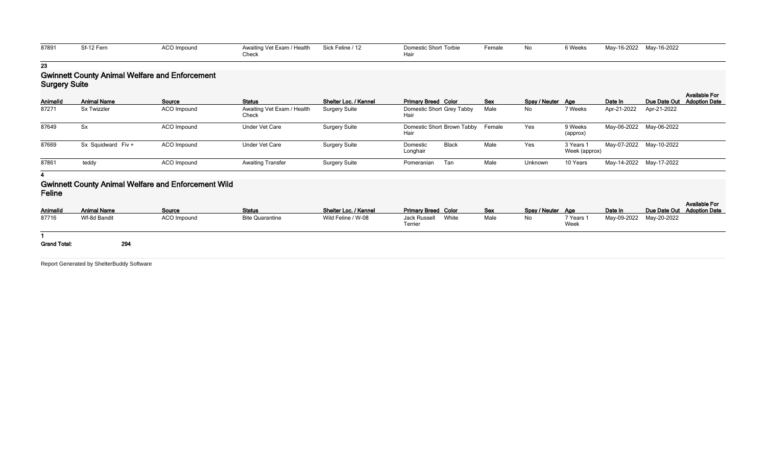| | | | | | | | | | | | | |
|---|---|---|---|---|---|---|---|---|---|---|---|---|
| 87891 | Sf-12 Fern | ACO Impound | Awaiting Vet Exam / Health Check | Sick Feline / 12 | Domestic Short Hair | Torbie | Female | No | 6 Weeks | May-16-2022 | May-16-2022 | |

**23**

## Gwinnett County Animal Welfare and Enforcement Surgery Suite

| AnimalId | Animal Name | Source | Status | Shelter Loc. / Kennel | Primary Breed | Color | Sex | Spay / Neuter | Age | Date In | Due Date Out | Available For Adoption Date |
|---|---|---|---|---|---|---|---|---|---|---|---|---|
| 87271 | Sx Twizzler | ACO Impound | Awaiting Vet Exam / Health Check | Surgery Suite | Domestic Short Hair | Grey Tabby | Male | No | 7 Weeks | Apr-21-2022 | Apr-21-2022 | |
| 87649 | Sx | ACO Impound | Under Vet Care | Surgery Suite | Domestic Short Hair | Brown Tabby | Female | Yes | 9 Weeks (approx) | May-06-2022 | May-06-2022 | |
| 87669 | Sx Squidward Fiv + | ACO Impound | Under Vet Care | Surgery Suite | Domestic Longhair | Black | Male | Yes | 3 Years 1 Week (approx) | May-07-2022 | May-10-2022 | |
| 87861 | teddy | ACO Impound | Awaiting Transfer | Surgery Suite | Pomeranian | Tan | Male | Unknown | 10 Years | May-14-2022 | May-17-2022 | |

**4**

## Gwinnett County Animal Welfare and Enforcement Wild Feline

| AnimalId | Animal Name | Source | Status | Shelter Loc. / Kennel | Primary Breed | Color | Sex | Spay / Neuter | Age | Date In | Due Date Out | Available For Adoption Date |
|---|---|---|---|---|---|---|---|---|---|---|---|---|
| 87716 | Wf-8d Bandit | ACO Impound | Bite Quarantine | Wild Feline / W-08 | Jack Russell Terrier | White | Male | No | 7 Years 1 Week | May-09-2022 | May-20-2022 | |

**1**

**Grand Total:** **294**

Report Generated by ShelterBuddy Software